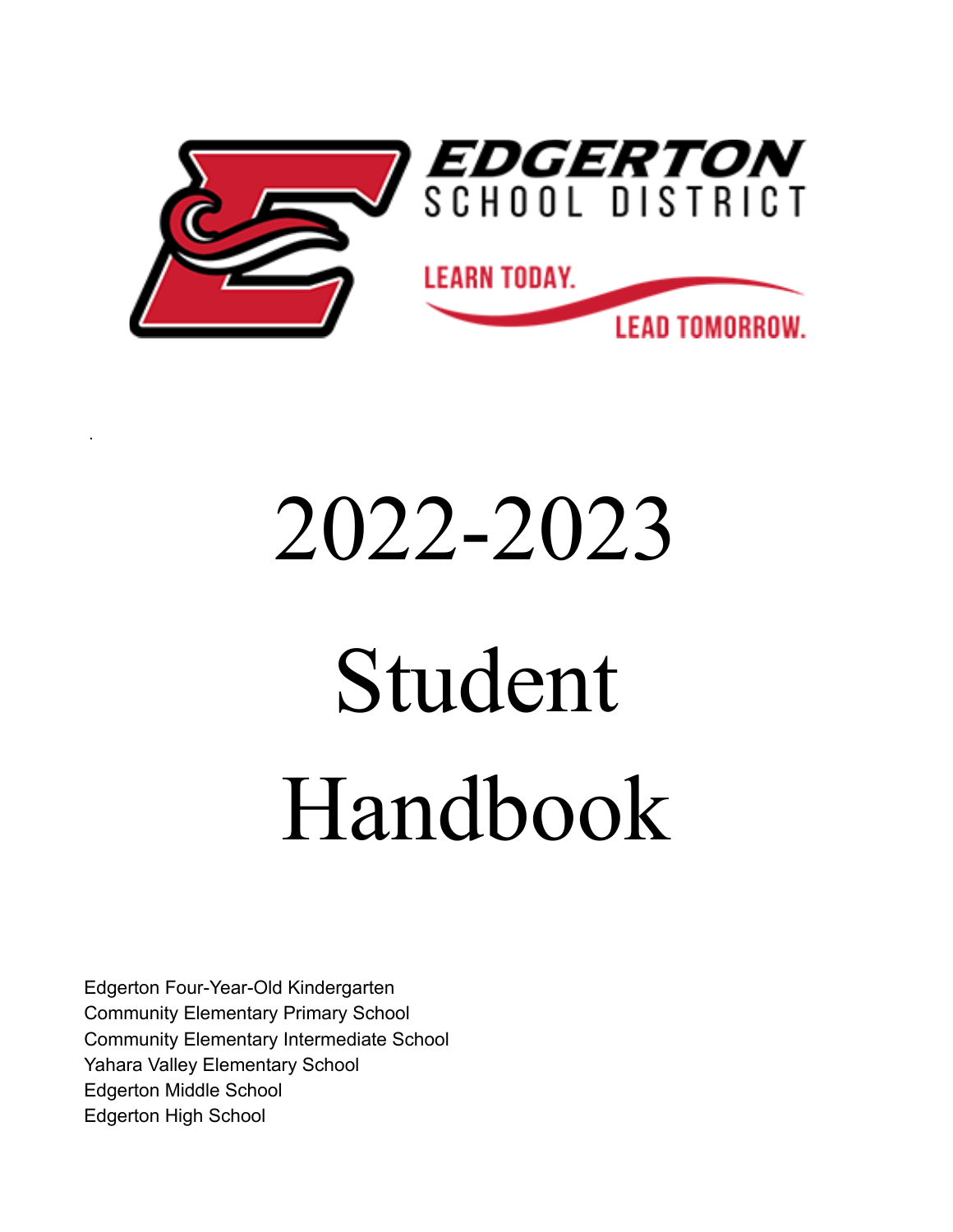EDGERTON
SCHOOL DISTRICT

LEARN TODAY.
LEAD TOMORROW.

# 2022-2023

# Student Handbook

Edgerton Four-Year-Old Kindergarten
Community Elementary Primary School
Community Elementary Intermediate School
Yahara Valley Elementary School
Edgerton Middle School
Edgerton High School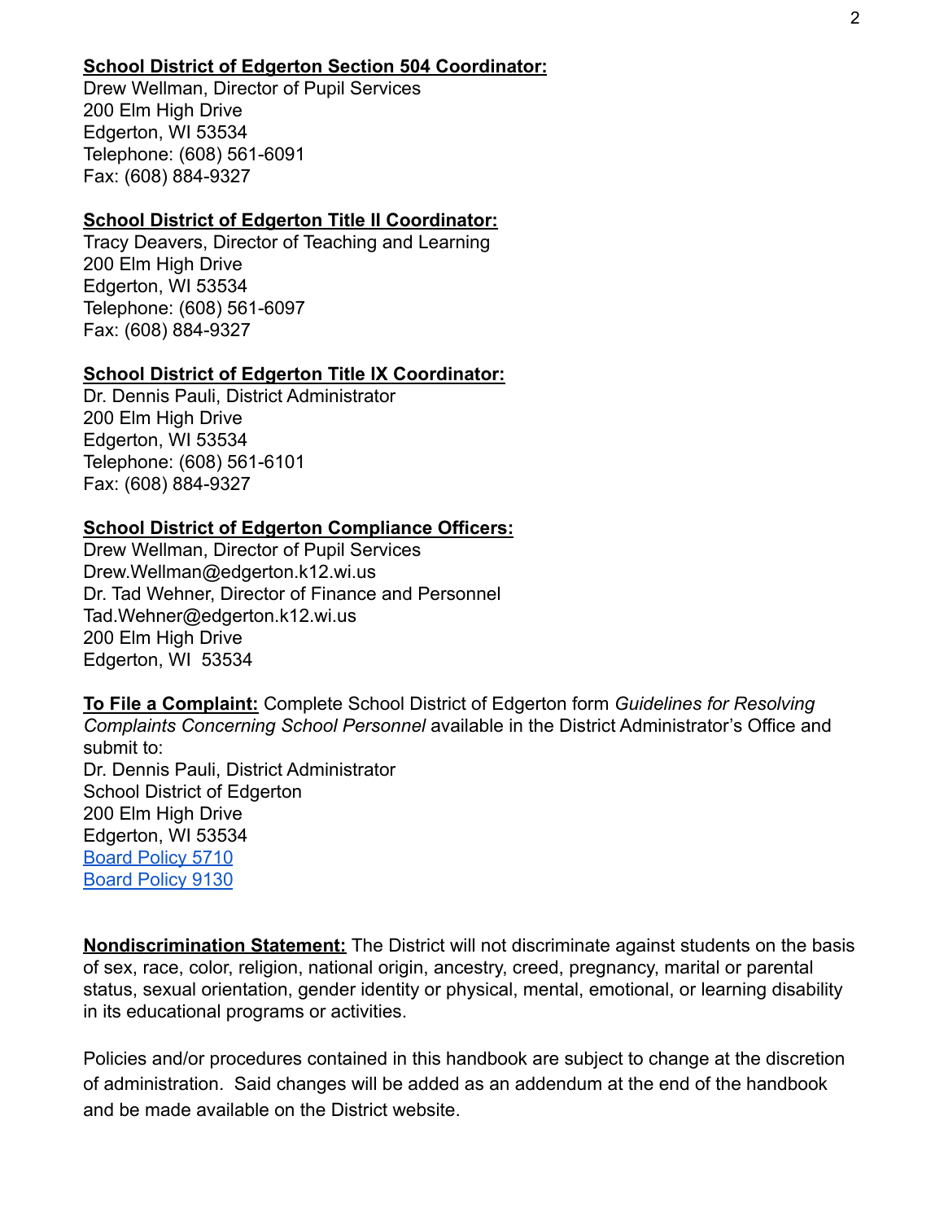**School District of Edgerton Section 504 Coordinator:**
Drew Wellman, Director of Pupil Services
200 Elm High Drive
Edgerton, WI 53534
Telephone: (608) 561-6091
Fax: (608) 884-9327

**School District of Edgerton Title II Coordinator:**
Tracy Deavers, Director of Teaching and Learning
200 Elm High Drive
Edgerton, WI 53534
Telephone: (608) 561-6097
Fax: (608) 884-9327

**School District of Edgerton Title IX Coordinator:**
Dr. Dennis Pauli, District Administrator
200 Elm High Drive
Edgerton, WI 53534
Telephone: (608) 561-6101
Fax: (608) 884-9327

**School District of Edgerton Compliance Officers:**
Drew Wellman, Director of Pupil Services
Drew.Wellman@edgerton.k12.wi.us
Dr. Tad Wehner, Director of Finance and Personnel
Tad.Wehner@edgerton.k12.wi.us
200 Elm High Drive
Edgerton, WI 53534

**To File a Complaint:** Complete School District of Edgerton form *Guidelines for Resolving Complaints Concerning School Personnel* available in the District Administrator's Office and submit to:
Dr. Dennis Pauli, District Administrator
School District of Edgerton
200 Elm High Drive
Edgerton, WI 53534
Board Policy 5710
Board Policy 9130

**Nondiscrimination Statement:** The District will not discriminate against students on the basis of sex, race, color, religion, national origin, ancestry, creed, pregnancy, marital or parental status, sexual orientation, gender identity or physical, mental, emotional, or learning disability in its educational programs or activities.

Policies and/or procedures contained in this handbook are subject to change at the discretion of administration. Said changes will be added as an addendum at the end of the handbook and be made available on the District website.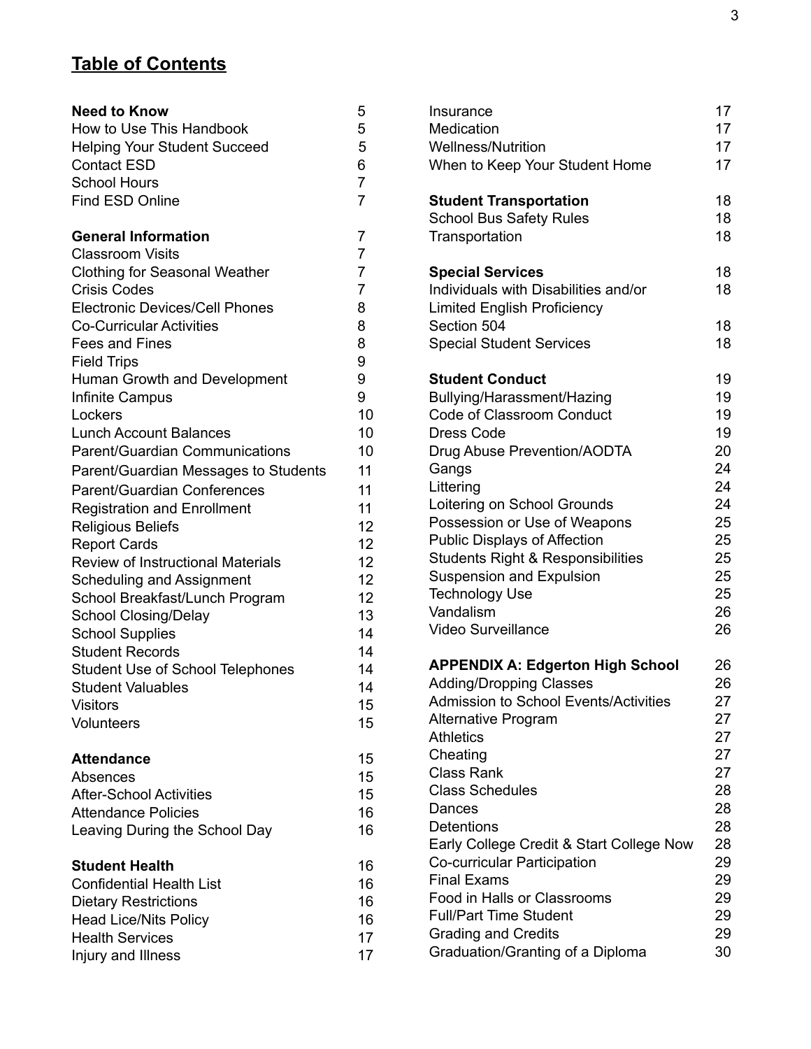## Table of Contents

| | |
|---|---|
| **Need to Know** | 5 |
| How to Use This Handbook | 5 |
| Helping Your Student Succeed | 5 |
| Contact ESD | 6 |
| School Hours | 7 |
| Find ESD Online | 7 |
| | |
| **General Information** | 7 |
| Classroom Visits | 7 |
| Clothing for Seasonal Weather | 7 |
| Crisis Codes | 7 |
| Electronic Devices/Cell Phones | 8 |
| Co-Curricular Activities | 8 |
| Fees and Fines | 8 |
| Field Trips | 9 |
| Human Growth and Development | 9 |
| Infinite Campus | 9 |
| Lockers | 10 |
| Lunch Account Balances | 10 |
| Parent/Guardian Communications | 10 |
| Parent/Guardian Messages to Students | 11 |
| Parent/Guardian Conferences | 11 |
| Registration and Enrollment | 11 |
| Religious Beliefs | 12 |
| Report Cards | 12 |
| Review of Instructional Materials | 12 |
| Scheduling and Assignment | 12 |
| School Breakfast/Lunch Program | 12 |
| School Closing/Delay | 13 |
| School Supplies | 14 |
| Student Records | 14 |
| Student Use of School Telephones | 14 |
| Student Valuables | 14 |
| Visitors | 15 |
| Volunteers | 15 |
| | |
| **Attendance** | 15 |
| Absences | 15 |
| After-School Activities | 15 |
| Attendance Policies | 16 |
| Leaving During the School Day | 16 |
| | |
| **Student Health** | 16 |
| Confidential Health List | 16 |
| Dietary Restrictions | 16 |
| Head Lice/Nits Policy | 16 |
| Health Services | 17 |
| Injury and Illness | 17 |
| Insurance | 17 |
| Medication | 17 |
| Wellness/Nutrition | 17 |
| When to Keep Your Student Home | 17 |
| | |
| **Student Transportation** | 18 |
| School Bus Safety Rules | 18 |
| Transportation | 18 |
| | |
| **Special Services** | 18 |
| Individuals with Disabilities and/or Limited English Proficiency | 18 |
| Section 504 | 18 |
| Special Student Services | 18 |
| | |
| **Student Conduct** | 19 |
| Bullying/Harassment/Hazing | 19 |
| Code of Classroom Conduct | 19 |
| Dress Code | 19 |
| Drug Abuse Prevention/AODTA | 20 |
| Gangs | 24 |
| Littering | 24 |
| Loitering on School Grounds | 24 |
| Possession or Use of Weapons | 25 |
| Public Displays of Affection | 25 |
| Students Right & Responsibilities | 25 |
| Suspension and Expulsion | 25 |
| Technology Use | 25 |
| Vandalism | 26 |
| Video Surveillance | 26 |
| | |
| **APPENDIX A: Edgerton High School** | 26 |
| Adding/Dropping Classes | 26 |
| Admission to School Events/Activities | 27 |
| Alternative Program | 27 |
| Athletics | 27 |
| Cheating | 27 |
| Class Rank | 27 |
| Class Schedules | 28 |
| Dances | 28 |
| Detentions | 28 |
| Early College Credit & Start College Now | 28 |
| Co-curricular Participation | 29 |
| Final Exams | 29 |
| Food in Halls or Classrooms | 29 |
| Full/Part Time Student | 29 |
| Grading and Credits | 29 |
| Graduation/Granting of a Diploma | 30 |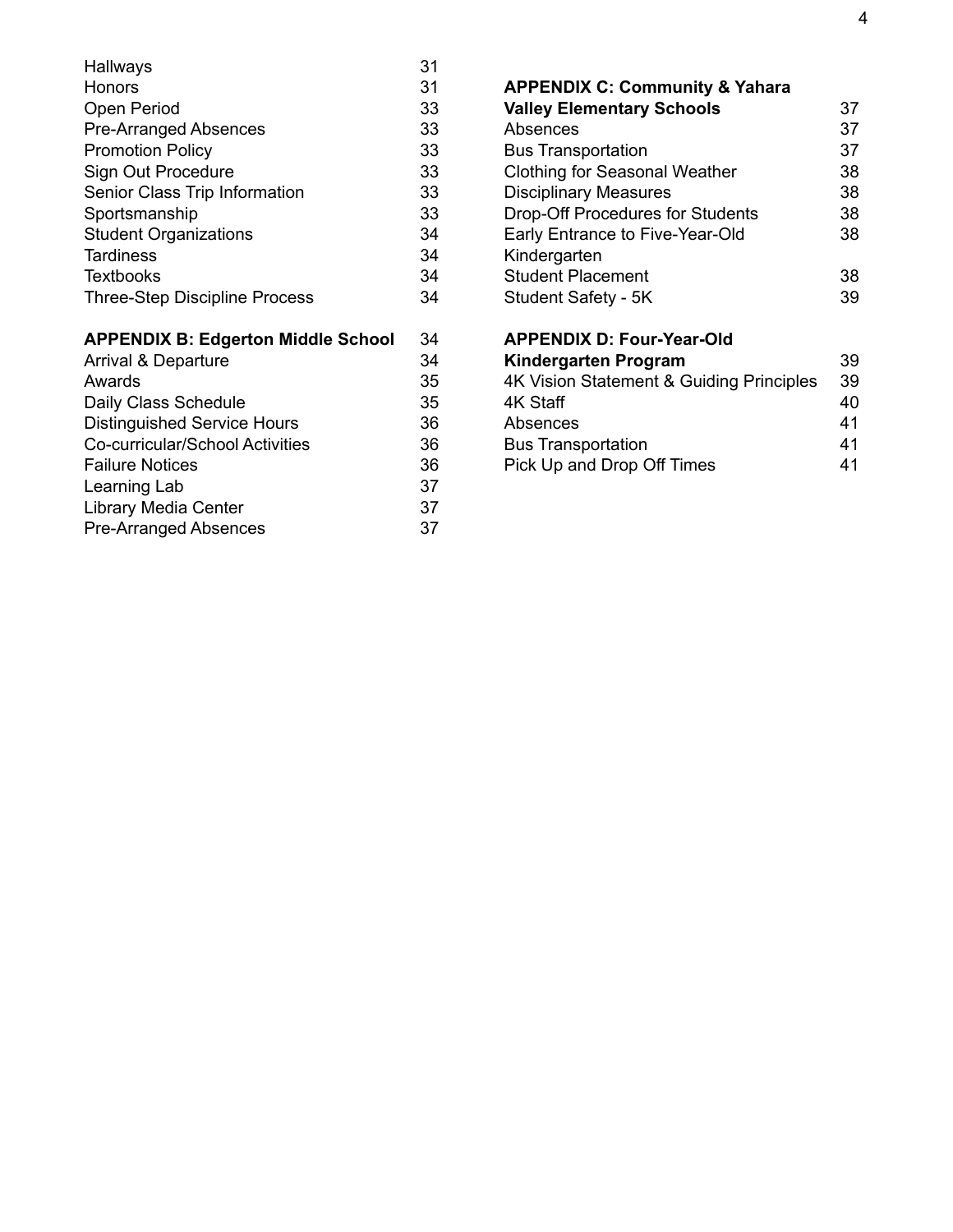| | |
|---|---|
| Hallways | 31 |
| Honors | 31 |
| Open Period | 33 |
| Pre-Arranged Absences | 33 |
| Promotion Policy | 33 |
| Sign Out Procedure | 33 |
| Senior Class Trip Information | 33 |
| Sportsmanship | 33 |
| Student Organizations | 34 |
| Tardiness | 34 |
| Textbooks | 34 |
| Three-Step Discipline Process | 34 |

| | |
|---|---|
| **APPENDIX B: Edgerton Middle School** | 34 |
| Arrival & Departure | 34 |
| Awards | 35 |
| Daily Class Schedule | 35 |
| Distinguished Service Hours | 36 |
| Co-curricular/School Activities | 36 |
| Failure Notices | 36 |
| Learning Lab | 37 |
| Library Media Center | 37 |
| Pre-Arranged Absences | 37 |

| | |
|---|---|
| **APPENDIX C: Community & Yahara Valley Elementary Schools** | 37 |
| Absences | 37 |
| Bus Transportation | 37 |
| Clothing for Seasonal Weather | 38 |
| Disciplinary Measures | 38 |
| Drop-Off Procedures for Students | 38 |
| Early Entrance to Five-Year-Old Kindergarten | 38 |
| Student Placement | 38 |
| Student Safety - 5K | 39 |

| | |
|---|---|
| **APPENDIX D: Four-Year-Old Kindergarten Program** | 39 |
| 4K Vision Statement & Guiding Principles | 39 |
| 4K Staff | 40 |
| Absences | 41 |
| Bus Transportation | 41 |
| Pick Up and Drop Off Times | 41 |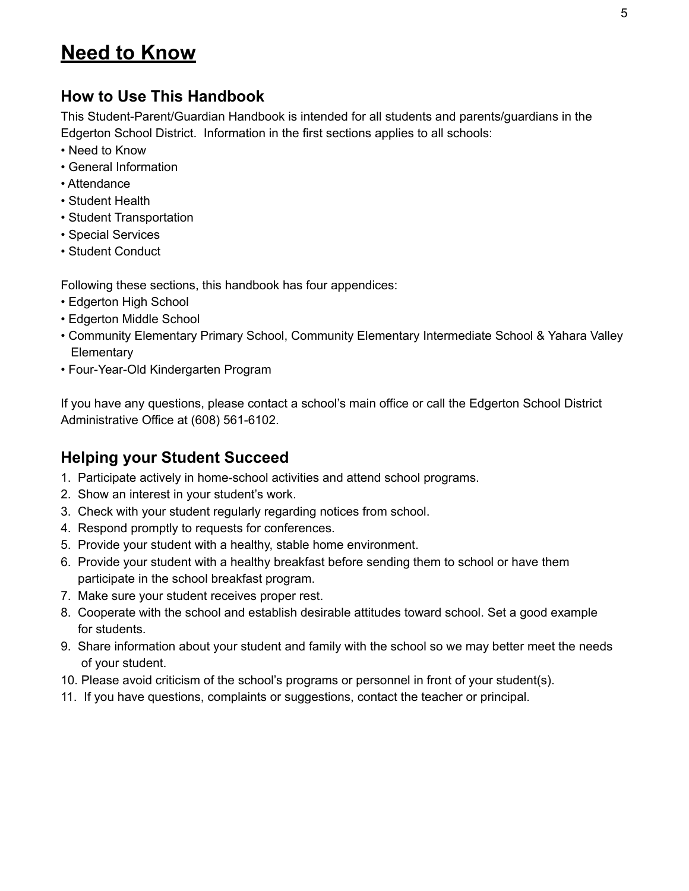# Need to Know

## How to Use This Handbook

This Student-Parent/Guardian Handbook is intended for all students and parents/guardians in the Edgerton School District. Information in the first sections applies to all schools:

- Need to Know
- General Information
- Attendance
- Student Health
- Student Transportation
- Special Services
- Student Conduct

Following these sections, this handbook has four appendices:

- Edgerton High School
- Edgerton Middle School
- Community Elementary Primary School, Community Elementary Intermediate School & Yahara Valley Elementary
- Four-Year-Old Kindergarten Program

If you have any questions, please contact a school's main office or call the Edgerton School District Administrative Office at (608) 561-6102.

## Helping your Student Succeed

1. Participate actively in home-school activities and attend school programs.
2. Show an interest in your student's work.
3. Check with your student regularly regarding notices from school.
4. Respond promptly to requests for conferences.
5. Provide your student with a healthy, stable home environment.
6. Provide your student with a healthy breakfast before sending them to school or have them participate in the school breakfast program.
7. Make sure your student receives proper rest.
8. Cooperate with the school and establish desirable attitudes toward school. Set a good example for students.
9. Share information about your student and family with the school so we may better meet the needs of your student.
10. Please avoid criticism of the school's programs or personnel in front of your student(s).
11. If you have questions, complaints or suggestions, contact the teacher or principal.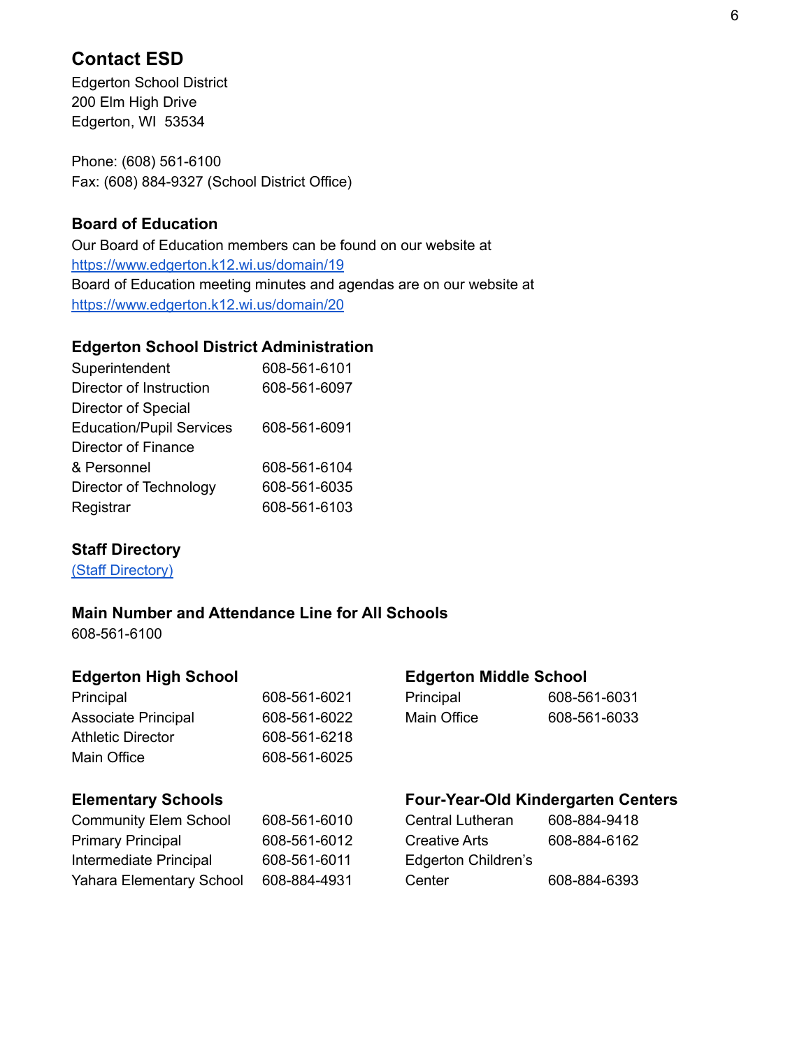## Contact ESD

Edgerton School District
200 Elm High Drive
Edgerton, WI 53534

Phone: (608) 561-6100
Fax: (608) 884-9327 (School District Office)

### Board of Education

Our Board of Education members can be found on our website at
https://www.edgerton.k12.wi.us/domain/19
Board of Education meeting minutes and agendas are on our website at
https://www.edgerton.k12.wi.us/domain/20

### Edgerton School District Administration

| | |
|---|---|
| Superintendent | 608-561-6101 |
| Director of Instruction | 608-561-6097 |
| Director of Special Education/Pupil Services | 608-561-6091 |
| Director of Finance & Personnel | 608-561-6104 |
| Director of Technology | 608-561-6035 |
| Registrar | 608-561-6103 |

### Staff Directory

(Staff Directory)

### Main Number and Attendance Line for All Schools

608-561-6100

### Edgerton High School

| | |
|---|---|
| Principal | 608-561-6021 |
| Associate Principal | 608-561-6022 |
| Athletic Director | 608-561-6218 |
| Main Office | 608-561-6025 |

### Edgerton Middle School

| | |
|---|---|
| Principal | 608-561-6031 |
| Main Office | 608-561-6033 |

### Elementary Schools

| | |
|---|---|
| Community Elem School | 608-561-6010 |
| Primary Principal | 608-561-6012 |
| Intermediate Principal | 608-561-6011 |
| Yahara Elementary School | 608-884-4931 |

### Four-Year-Old Kindergarten Centers

| | |
|---|---|
| Central Lutheran | 608-884-9418 |
| Creative Arts | 608-884-6162 |
| Edgerton Children's Center | 608-884-6393 |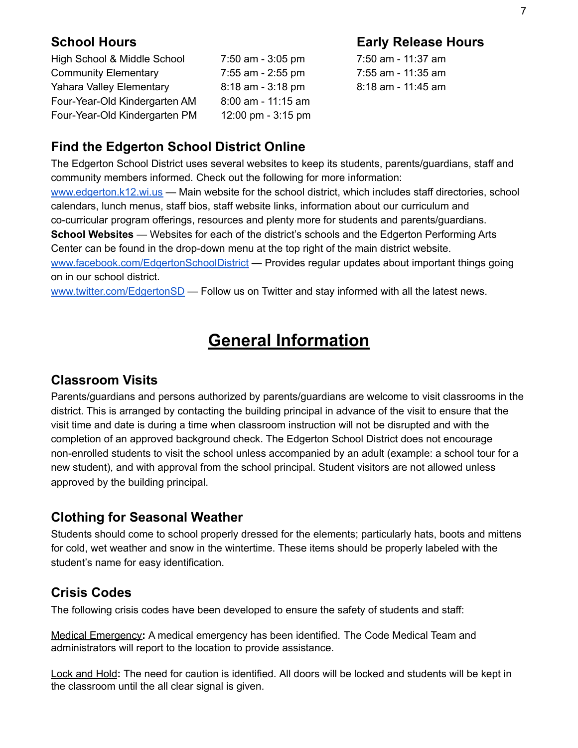## School Hours

| School | School Hours | Early Release Hours |
|---|---|---|
| High School & Middle School | 7:50 am - 3:05 pm | 7:50 am - 11:37 am |
| Community Elementary | 7:55 am - 2:55 pm | 7:55 am - 11:35 am |
| Yahara Valley Elementary | 8:18 am - 3:18 pm | 8:18 am - 11:45 am |
| Four-Year-Old Kindergarten AM | 8:00 am - 11:15 am | |
| Four-Year-Old Kindergarten PM | 12:00 pm - 3:15 pm | |

## Find the Edgerton School District Online

The Edgerton School District uses several websites to keep its students, parents/guardians, staff and community members informed. Check out the following for more information:

[www.edgerton.k12.wi.us](http://www.edgerton.k12.wi.us) — Main website for the school district, which includes staff directories, school calendars, lunch menus, staff bios, staff website links, information about our curriculum and co-curricular program offerings, resources and plenty more for students and parents/guardians.

**School Websites** — Websites for each of the district's schools and the Edgerton Performing Arts Center can be found in the drop-down menu at the top right of the main district website.

[www.facebook.com/EdgertonSchoolDistrict](http://www.facebook.com/EdgertonSchoolDistrict) — Provides regular updates about important things going on in our school district.

[www.twitter.com/EdgertonSD](http://www.twitter.com/EdgertonSD) — Follow us on Twitter and stay informed with all the latest news.

# General Information

## Classroom Visits

Parents/guardians and persons authorized by parents/guardians are welcome to visit classrooms in the district. This is arranged by contacting the building principal in advance of the visit to ensure that the visit time and date is during a time when classroom instruction will not be disrupted and with the completion of an approved background check. The Edgerton School District does not encourage non-enrolled students to visit the school unless accompanied by an adult (example: a school tour for a new student), and with approval from the school principal. Student visitors are not allowed unless approved by the building principal.

## Clothing for Seasonal Weather

Students should come to school properly dressed for the elements; particularly hats, boots and mittens for cold, wet weather and snow in the wintertime. These items should be properly labeled with the student's name for easy identification.

## Crisis Codes

The following crisis codes have been developed to ensure the safety of students and staff:

Medical Emergency**:** A medical emergency has been identified. The Code Medical Team and administrators will report to the location to provide assistance.

Lock and Hold**:** The need for caution is identified. All doors will be locked and students will be kept in the classroom until the all clear signal is given.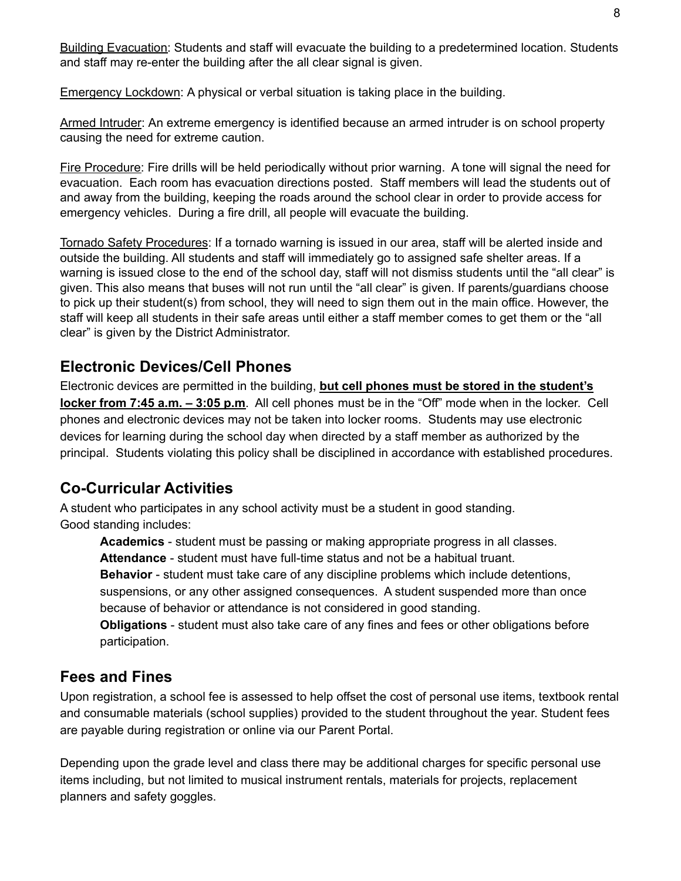<u>Building Evacuation</u>: Students and staff will evacuate the building to a predetermined location. Students and staff may re-enter the building after the all clear signal is given.

<u>Emergency Lockdown</u>: A physical or verbal situation is taking place in the building.

<u>Armed Intruder</u>: An extreme emergency is identified because an armed intruder is on school property causing the need for extreme caution.

<u>Fire Procedure</u>: Fire drills will be held periodically without prior warning. A tone will signal the need for evacuation. Each room has evacuation directions posted. Staff members will lead the students out of and away from the building, keeping the roads around the school clear in order to provide access for emergency vehicles. During a fire drill, all people will evacuate the building.

<u>Tornado Safety Procedures</u>: If a tornado warning is issued in our area, staff will be alerted inside and outside the building. All students and staff will immediately go to assigned safe shelter areas. If a warning is issued close to the end of the school day, staff will not dismiss students until the "all clear" is given. This also means that buses will not run until the "all clear" is given. If parents/guardians choose to pick up their student(s) from school, they will need to sign them out in the main office. However, the staff will keep all students in their safe areas until either a staff member comes to get them or the "all clear" is given by the District Administrator.

## Electronic Devices/Cell Phones

Electronic devices are permitted in the building, **<u>but cell phones must be stored in the student's locker from 7:45 a.m. – 3:05 p.m</u>**. All cell phones must be in the "Off" mode when in the locker. Cell phones and electronic devices may not be taken into locker rooms. Students may use electronic devices for learning during the school day when directed by a staff member as authorized by the principal. Students violating this policy shall be disciplined in accordance with established procedures.

## Co-Curricular Activities

A student who participates in any school activity must be a student in good standing.
Good standing includes:

- **Academics** - student must be passing or making appropriate progress in all classes.
- **Attendance** - student must have full-time status and not be a habitual truant.
- **Behavior** - student must take care of any discipline problems which include detentions, suspensions, or any other assigned consequences. A student suspended more than once because of behavior or attendance is not considered in good standing.
- **Obligations** - student must also take care of any fines and fees or other obligations before participation.

## Fees and Fines

Upon registration, a school fee is assessed to help offset the cost of personal use items, textbook rental and consumable materials (school supplies) provided to the student throughout the year. Student fees are payable during registration or online via our Parent Portal.

Depending upon the grade level and class there may be additional charges for specific personal use items including, but not limited to musical instrument rentals, materials for projects, replacement planners and safety goggles.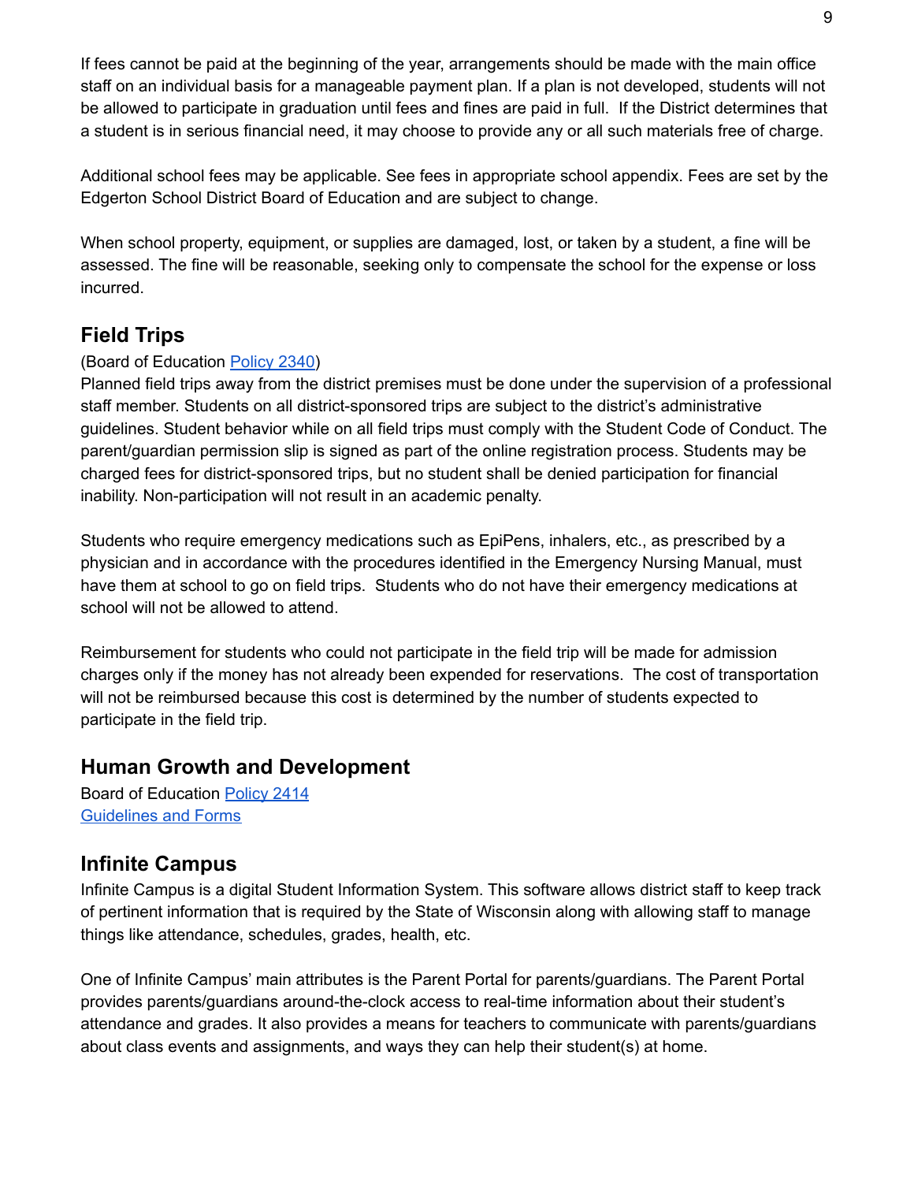If fees cannot be paid at the beginning of the year, arrangements should be made with the main office staff on an individual basis for a manageable payment plan. If a plan is not developed, students will not be allowed to participate in graduation until fees and fines are paid in full. If the District determines that a student is in serious financial need, it may choose to provide any or all such materials free of charge.

Additional school fees may be applicable. See fees in appropriate school appendix. Fees are set by the Edgerton School District Board of Education and are subject to change.

When school property, equipment, or supplies are damaged, lost, or taken by a student, a fine will be assessed. The fine will be reasonable, seeking only to compensate the school for the expense or loss incurred.

## Field Trips

(Board of Education Policy 2340)
Planned field trips away from the district premises must be done under the supervision of a professional staff member. Students on all district-sponsored trips are subject to the district's administrative guidelines. Student behavior while on all field trips must comply with the Student Code of Conduct. The parent/guardian permission slip is signed as part of the online registration process. Students may be charged fees for district-sponsored trips, but no student shall be denied participation for financial inability. Non-participation will not result in an academic penalty.

Students who require emergency medications such as EpiPens, inhalers, etc., as prescribed by a physician and in accordance with the procedures identified in the Emergency Nursing Manual, must have them at school to go on field trips. Students who do not have their emergency medications at school will not be allowed to attend.

Reimbursement for students who could not participate in the field trip will be made for admission charges only if the money has not already been expended for reservations. The cost of transportation will not be reimbursed because this cost is determined by the number of students expected to participate in the field trip.

## Human Growth and Development

Board of Education Policy 2414
Guidelines and Forms

## Infinite Campus

Infinite Campus is a digital Student Information System. This software allows district staff to keep track of pertinent information that is required by the State of Wisconsin along with allowing staff to manage things like attendance, schedules, grades, health, etc.

One of Infinite Campus' main attributes is the Parent Portal for parents/guardians. The Parent Portal provides parents/guardians around-the-clock access to real-time information about their student's attendance and grades. It also provides a means for teachers to communicate with parents/guardians about class events and assignments, and ways they can help their student(s) at home.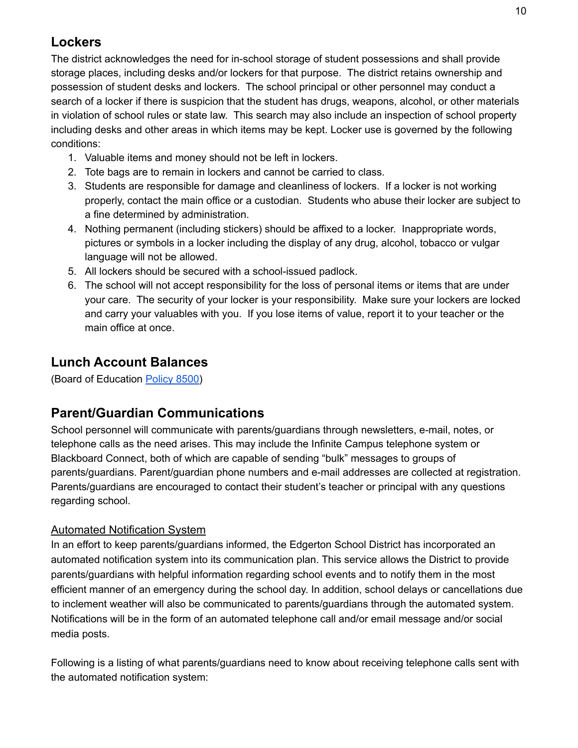## Lockers

The district acknowledges the need for in-school storage of student possessions and shall provide storage places, including desks and/or lockers for that purpose. The district retains ownership and possession of student desks and lockers. The school principal or other personnel may conduct a search of a locker if there is suspicion that the student has drugs, weapons, alcohol, or other materials in violation of school rules or state law. This search may also include an inspection of school property including desks and other areas in which items may be kept. Locker use is governed by the following conditions:

1. Valuable items and money should not be left in lockers.
2. Tote bags are to remain in lockers and cannot be carried to class.
3. Students are responsible for damage and cleanliness of lockers. If a locker is not working properly, contact the main office or a custodian. Students who abuse their locker are subject to a fine determined by administration.
4. Nothing permanent (including stickers) should be affixed to a locker. Inappropriate words, pictures or symbols in a locker including the display of any drug, alcohol, tobacco or vulgar language will not be allowed.
5. All lockers should be secured with a school-issued padlock.
6. The school will not accept responsibility for the loss of personal items or items that are under your care. The security of your locker is your responsibility. Make sure your lockers are locked and carry your valuables with you. If you lose items of value, report it to your teacher or the main office at once.

## Lunch Account Balances

(Board of Education Policy 8500)

## Parent/Guardian Communications

School personnel will communicate with parents/guardians through newsletters, e-mail, notes, or telephone calls as the need arises. This may include the Infinite Campus telephone system or Blackboard Connect, both of which are capable of sending "bulk" messages to groups of parents/guardians. Parent/guardian phone numbers and e-mail addresses are collected at registration. Parents/guardians are encouraged to contact their student's teacher or principal with any questions regarding school.

### Automated Notification System

In an effort to keep parents/guardians informed, the Edgerton School District has incorporated an automated notification system into its communication plan. This service allows the District to provide parents/guardians with helpful information regarding school events and to notify them in the most efficient manner of an emergency during the school day. In addition, school delays or cancellations due to inclement weather will also be communicated to parents/guardians through the automated system. Notifications will be in the form of an automated telephone call and/or email message and/or social media posts.

Following is a listing of what parents/guardians need to know about receiving telephone calls sent with the automated notification system: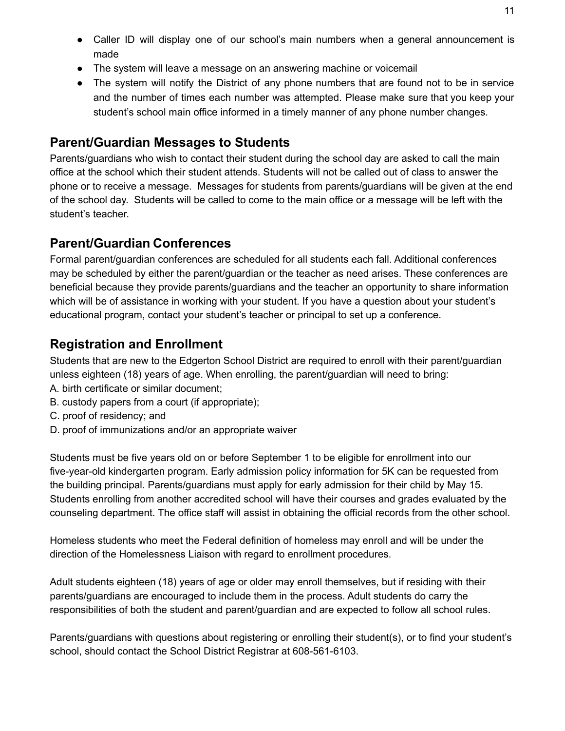- Caller ID will display one of our school's main numbers when a general announcement is made
- The system will leave a message on an answering machine or voicemail
- The system will notify the District of any phone numbers that are found not to be in service and the number of times each number was attempted. Please make sure that you keep your student's school main office informed in a timely manner of any phone number changes.

## Parent/Guardian Messages to Students

Parents/guardians who wish to contact their student during the school day are asked to call the main office at the school which their student attends. Students will not be called out of class to answer the phone or to receive a message. Messages for students from parents/guardians will be given at the end of the school day. Students will be called to come to the main office or a message will be left with the student's teacher.

## Parent/Guardian Conferences

Formal parent/guardian conferences are scheduled for all students each fall. Additional conferences may be scheduled by either the parent/guardian or the teacher as need arises. These conferences are beneficial because they provide parents/guardians and the teacher an opportunity to share information which will be of assistance in working with your student. If you have a question about your student's educational program, contact your student's teacher or principal to set up a conference.

## Registration and Enrollment

Students that are new to the Edgerton School District are required to enroll with their parent/guardian unless eighteen (18) years of age. When enrolling, the parent/guardian will need to bring:

A. birth certificate or similar document;
B. custody papers from a court (if appropriate);
C. proof of residency; and
D. proof of immunizations and/or an appropriate waiver

Students must be five years old on or before September 1 to be eligible for enrollment into our five-year-old kindergarten program. Early admission policy information for 5K can be requested from the building principal. Parents/guardians must apply for early admission for their child by May 15. Students enrolling from another accredited school will have their courses and grades evaluated by the counseling department. The office staff will assist in obtaining the official records from the other school.

Homeless students who meet the Federal definition of homeless may enroll and will be under the direction of the Homelessness Liaison with regard to enrollment procedures.

Adult students eighteen (18) years of age or older may enroll themselves, but if residing with their parents/guardians are encouraged to include them in the process. Adult students do carry the responsibilities of both the student and parent/guardian and are expected to follow all school rules.

Parents/guardians with questions about registering or enrolling their student(s), or to find your student's school, should contact the School District Registrar at 608-561-6103.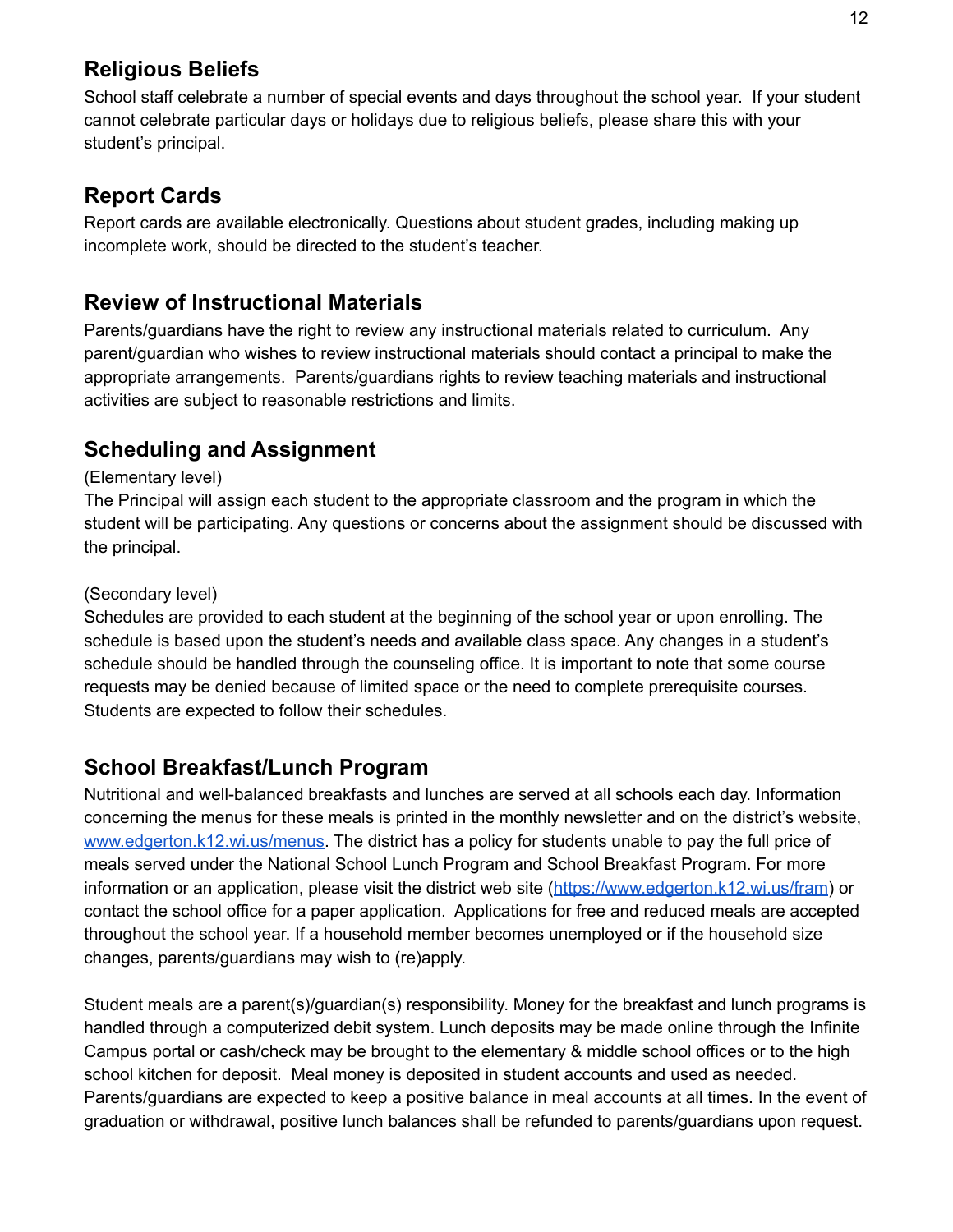## Religious Beliefs

School staff celebrate a number of special events and days throughout the school year. If your student cannot celebrate particular days or holidays due to religious beliefs, please share this with your student's principal.

## Report Cards

Report cards are available electronically. Questions about student grades, including making up incomplete work, should be directed to the student's teacher.

## Review of Instructional Materials

Parents/guardians have the right to review any instructional materials related to curriculum. Any parent/guardian who wishes to review instructional materials should contact a principal to make the appropriate arrangements. Parents/guardians rights to review teaching materials and instructional activities are subject to reasonable restrictions and limits.

## Scheduling and Assignment

(Elementary level)
The Principal will assign each student to the appropriate classroom and the program in which the student will be participating. Any questions or concerns about the assignment should be discussed with the principal.

(Secondary level)
Schedules are provided to each student at the beginning of the school year or upon enrolling. The schedule is based upon the student's needs and available class space. Any changes in a student's schedule should be handled through the counseling office. It is important to note that some course requests may be denied because of limited space or the need to complete prerequisite courses. Students are expected to follow their schedules.

## School Breakfast/Lunch Program

Nutritional and well-balanced breakfasts and lunches are served at all schools each day. Information concerning the menus for these meals is printed in the monthly newsletter and on the district's website, [www.edgerton.k12.wi.us/menus](http://www.edgerton.k12.wi.us/menus). The district has a policy for students unable to pay the full price of meals served under the National School Lunch Program and School Breakfast Program. For more information or an application, please visit the district web site ([https://www.edgerton.k12.wi.us/fram](https://www.edgerton.k12.wi.us/fram)) or contact the school office for a paper application. Applications for free and reduced meals are accepted throughout the school year. If a household member becomes unemployed or if the household size changes, parents/guardians may wish to (re)apply.

Student meals are a parent(s)/guardian(s) responsibility. Money for the breakfast and lunch programs is handled through a computerized debit system. Lunch deposits may be made online through the Infinite Campus portal or cash/check may be brought to the elementary & middle school offices or to the high school kitchen for deposit. Meal money is deposited in student accounts and used as needed. Parents/guardians are expected to keep a positive balance in meal accounts at all times. In the event of graduation or withdrawal, positive lunch balances shall be refunded to parents/guardians upon request.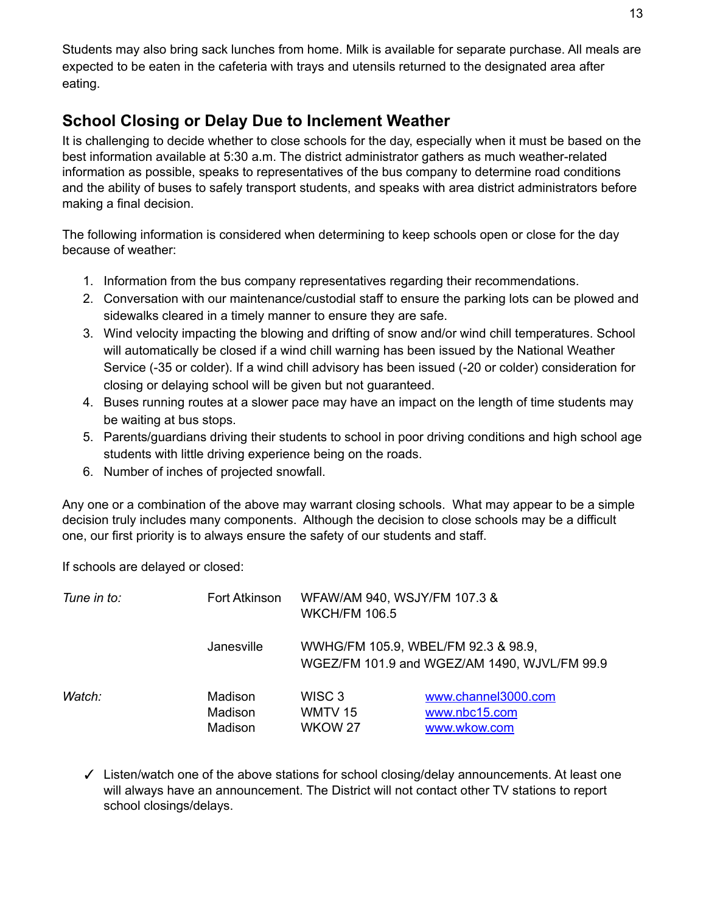Students may also bring sack lunches from home. Milk is available for separate purchase. All meals are expected to be eaten in the cafeteria with trays and utensils returned to the designated area after eating.

## School Closing or Delay Due to Inclement Weather

It is challenging to decide whether to close schools for the day, especially when it must be based on the best information available at 5:30 a.m. The district administrator gathers as much weather-related information as possible, speaks to representatives of the bus company to determine road conditions and the ability of buses to safely transport students, and speaks with area district administrators before making a final decision.

The following information is considered when determining to keep schools open or close for the day because of weather:

1. Information from the bus company representatives regarding their recommendations.
2. Conversation with our maintenance/custodial staff to ensure the parking lots can be plowed and sidewalks cleared in a timely manner to ensure they are safe.
3. Wind velocity impacting the blowing and drifting of snow and/or wind chill temperatures. School will automatically be closed if a wind chill warning has been issued by the National Weather Service (-35 or colder). If a wind chill advisory has been issued (-20 or colder) consideration for closing or delaying school will be given but not guaranteed.
4. Buses running routes at a slower pace may have an impact on the length of time students may be waiting at bus stops.
5. Parents/guardians driving their students to school in poor driving conditions and high school age students with little driving experience being on the roads.
6. Number of inches of projected snowfall.

Any one or a combination of the above may warrant closing schools. What may appear to be a simple decision truly includes many components. Although the decision to close schools may be a difficult one, our first priority is to always ensure the safety of our students and staff.

If schools are delayed or closed:

| | | | |
|---|---|---|---|
| *Tune in to:* | Fort Atkinson | WFAW/AM 940, WSJY/FM 107.3 & WKCH/FM 106.5 | |
| | Janesville | WWHG/FM 105.9, WBEL/FM 92.3 & 98.9, WGEZ/FM 101.9 and WGEZ/AM 1490, WJVL/FM 99.9 | |
| *Watch:* | Madison | WISC 3 | www.channel3000.com |
| | Madison | WMTV 15 | www.nbc15.com |
| | Madison | WKOW 27 | www.wkow.com |

- ✓ Listen/watch one of the above stations for school closing/delay announcements. At least one will always have an announcement. The District will not contact other TV stations to report school closings/delays.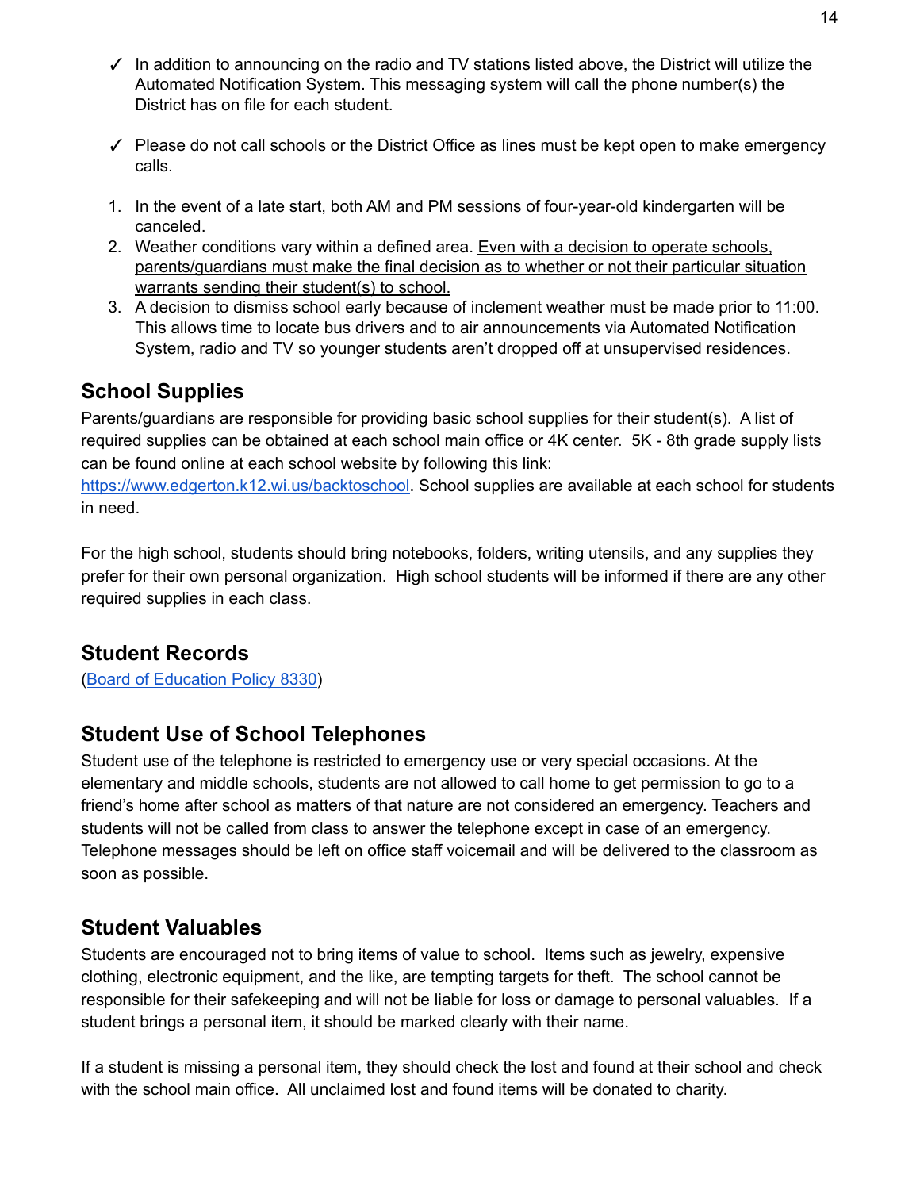- ✓ In addition to announcing on the radio and TV stations listed above, the District will utilize the Automated Notification System. This messaging system will call the phone number(s) the District has on file for each student.
- ✓ Please do not call schools or the District Office as lines must be kept open to make emergency calls.

1. In the event of a late start, both AM and PM sessions of four-year-old kindergarten will be canceled.
2. Weather conditions vary within a defined area. <u>Even with a decision to operate schools, parents/guardians must make the final decision as to whether or not their particular situation warrants sending their student(s) to school.</u>
3. A decision to dismiss school early because of inclement weather must be made prior to 11:00. This allows time to locate bus drivers and to air announcements via Automated Notification System, radio and TV so younger students aren't dropped off at unsupervised residences.

## School Supplies

Parents/guardians are responsible for providing basic school supplies for their student(s). A list of required supplies can be obtained at each school main office or 4K center. 5K - 8th grade supply lists can be found online at each school website by following this link: [https://www.edgerton.k12.wi.us/backtoschool](https://www.edgerton.k12.wi.us/backtoschool). School supplies are available at each school for students in need.

For the high school, students should bring notebooks, folders, writing utensils, and any supplies they prefer for their own personal organization. High school students will be informed if there are any other required supplies in each class.

## Student Records

(Board of Education Policy 8330)

## Student Use of School Telephones

Student use of the telephone is restricted to emergency use or very special occasions. At the elementary and middle schools, students are not allowed to call home to get permission to go to a friend's home after school as matters of that nature are not considered an emergency. Teachers and students will not be called from class to answer the telephone except in case of an emergency. Telephone messages should be left on office staff voicemail and will be delivered to the classroom as soon as possible.

## Student Valuables

Students are encouraged not to bring items of value to school. Items such as jewelry, expensive clothing, electronic equipment, and the like, are tempting targets for theft. The school cannot be responsible for their safekeeping and will not be liable for loss or damage to personal valuables. If a student brings a personal item, it should be marked clearly with their name.

If a student is missing a personal item, they should check the lost and found at their school and check with the school main office. All unclaimed lost and found items will be donated to charity.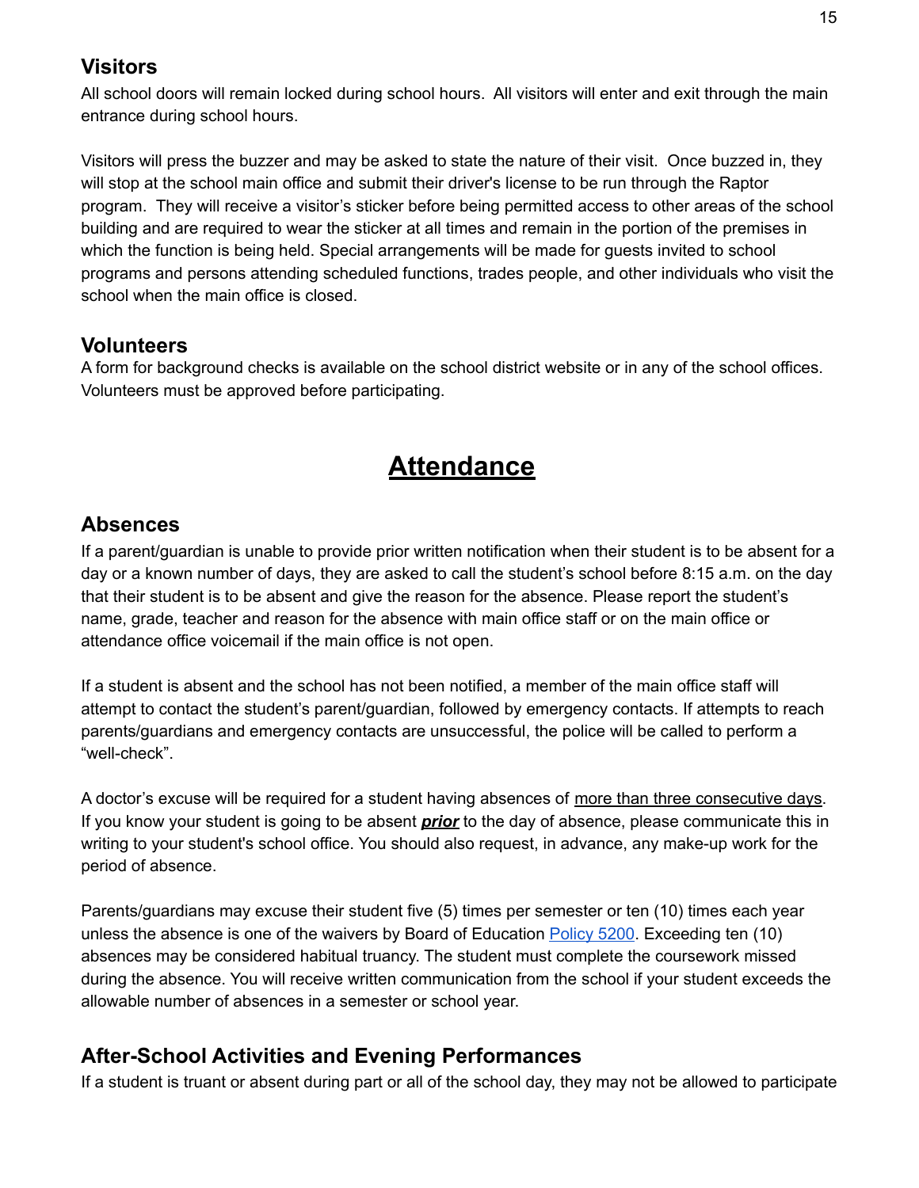## Visitors

All school doors will remain locked during school hours. All visitors will enter and exit through the main entrance during school hours.

Visitors will press the buzzer and may be asked to state the nature of their visit. Once buzzed in, they will stop at the school main office and submit their driver's license to be run through the Raptor program. They will receive a visitor's sticker before being permitted access to other areas of the school building and are required to wear the sticker at all times and remain in the portion of the premises in which the function is being held. Special arrangements will be made for guests invited to school programs and persons attending scheduled functions, trades people, and other individuals who visit the school when the main office is closed.

## Volunteers

A form for background checks is available on the school district website or in any of the school offices. Volunteers must be approved before participating.

# Attendance

## Absences

If a parent/guardian is unable to provide prior written notification when their student is to be absent for a day or a known number of days, they are asked to call the student's school before 8:15 a.m. on the day that their student is to be absent and give the reason for the absence. Please report the student's name, grade, teacher and reason for the absence with main office staff or on the main office or attendance office voicemail if the main office is not open.

If a student is absent and the school has not been notified, a member of the main office staff will attempt to contact the student's parent/guardian, followed by emergency contacts. If attempts to reach parents/guardians and emergency contacts are unsuccessful, the police will be called to perform a "well-check".

A doctor's excuse will be required for a student having absences of <u>more than three consecutive days</u>. If you know your student is going to be absent ***<u>prior</u>*** to the day of absence, please communicate this in writing to your student's school office. You should also request, in advance, any make-up work for the period of absence.

Parents/guardians may excuse their student five (5) times per semester or ten (10) times each year unless the absence is one of the waivers by Board of Education Policy 5200. Exceeding ten (10) absences may be considered habitual truancy. The student must complete the coursework missed during the absence. You will receive written communication from the school if your student exceeds the allowable number of absences in a semester or school year.

## After-School Activities and Evening Performances

If a student is truant or absent during part or all of the school day, they may not be allowed to participate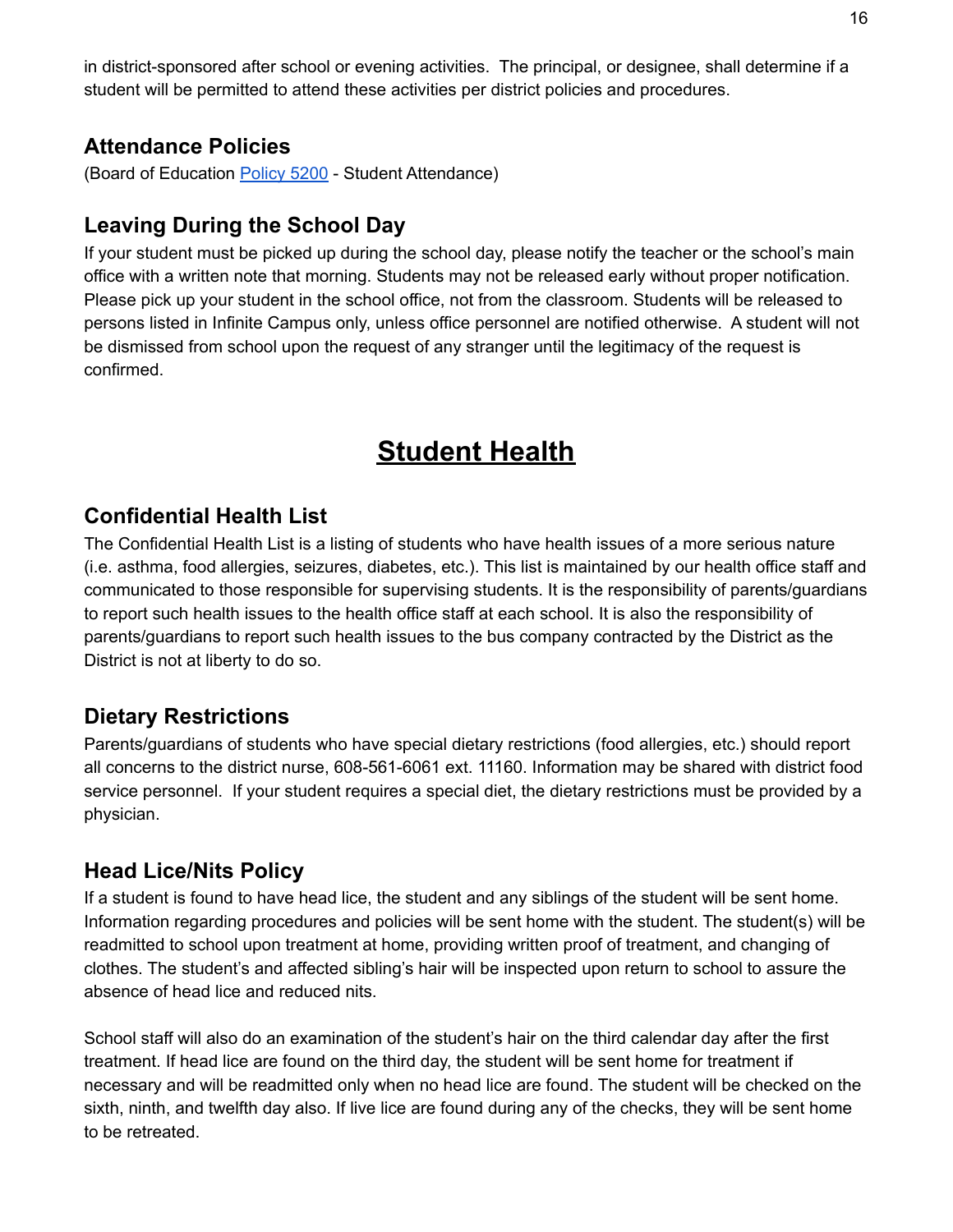in district-sponsored after school or evening activities. The principal, or designee, shall determine if a student will be permitted to attend these activities per district policies and procedures.

### Attendance Policies

(Board of Education Policy 5200 - Student Attendance)

### Leaving During the School Day

If your student must be picked up during the school day, please notify the teacher or the school's main office with a written note that morning. Students may not be released early without proper notification. Please pick up your student in the school office, not from the classroom. Students will be released to persons listed in Infinite Campus only, unless office personnel are notified otherwise. A student will not be dismissed from school upon the request of any stranger until the legitimacy of the request is confirmed.

## Student Health

### Confidential Health List

The Confidential Health List is a listing of students who have health issues of a more serious nature (i.e. asthma, food allergies, seizures, diabetes, etc.). This list is maintained by our health office staff and communicated to those responsible for supervising students. It is the responsibility of parents/guardians to report such health issues to the health office staff at each school. It is also the responsibility of parents/guardians to report such health issues to the bus company contracted by the District as the District is not at liberty to do so.

### Dietary Restrictions

Parents/guardians of students who have special dietary restrictions (food allergies, etc.) should report all concerns to the district nurse, 608-561-6061 ext. 11160. Information may be shared with district food service personnel. If your student requires a special diet, the dietary restrictions must be provided by a physician.

### Head Lice/Nits Policy

If a student is found to have head lice, the student and any siblings of the student will be sent home. Information regarding procedures and policies will be sent home with the student. The student(s) will be readmitted to school upon treatment at home, providing written proof of treatment, and changing of clothes. The student's and affected sibling's hair will be inspected upon return to school to assure the absence of head lice and reduced nits.

School staff will also do an examination of the student's hair on the third calendar day after the first treatment. If head lice are found on the third day, the student will be sent home for treatment if necessary and will be readmitted only when no head lice are found. The student will be checked on the sixth, ninth, and twelfth day also. If live lice are found during any of the checks, they will be sent home to be retreated.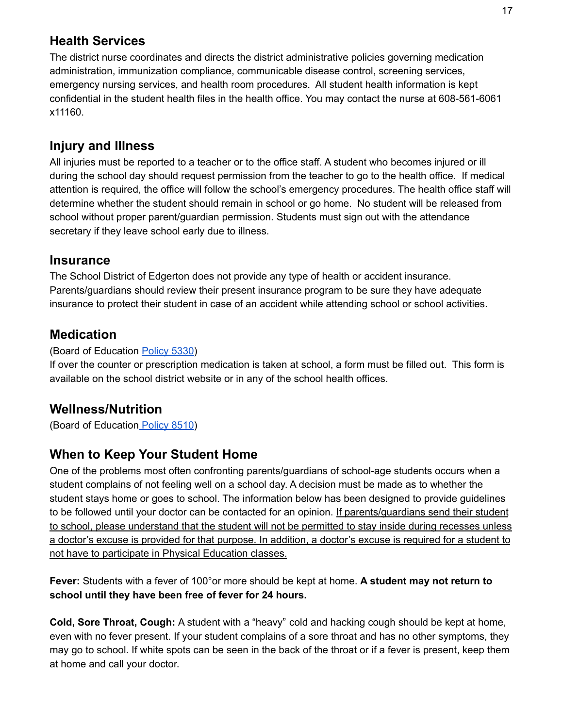## Health Services

The district nurse coordinates and directs the district administrative policies governing medication administration, immunization compliance, communicable disease control, screening services, emergency nursing services, and health room procedures. All student health information is kept confidential in the student health files in the health office. You may contact the nurse at 608-561-6061 x11160.

## Injury and Illness

All injuries must be reported to a teacher or to the office staff. A student who becomes injured or ill during the school day should request permission from the teacher to go to the health office. If medical attention is required, the office will follow the school's emergency procedures. The health office staff will determine whether the student should remain in school or go home. No student will be released from school without proper parent/guardian permission. Students must sign out with the attendance secretary if they leave school early due to illness.

## Insurance

The School District of Edgerton does not provide any type of health or accident insurance. Parents/guardians should review their present insurance program to be sure they have adequate insurance to protect their student in case of an accident while attending school or school activities.

## Medication

(Board of Education Policy 5330)

If over the counter or prescription medication is taken at school, a form must be filled out. This form is available on the school district website or in any of the school health offices.

## Wellness/Nutrition

(Board of Education Policy 8510)

## When to Keep Your Student Home

One of the problems most often confronting parents/guardians of school-age students occurs when a student complains of not feeling well on a school day. A decision must be made as to whether the student stays home or goes to school. The information below has been designed to provide guidelines to be followed until your doctor can be contacted for an opinion. <u>If parents/guardians send their student to school, please understand that the student will not be permitted to stay inside during recesses unless a doctor's excuse is provided for that purpose. In addition, a doctor's excuse is required for a student to not have to participate in Physical Education classes.</u>

**Fever:** Students with a fever of 100°or more should be kept at home. **A student may not return to school until they have been free of fever for 24 hours.**

**Cold, Sore Throat, Cough:** A student with a "heavy" cold and hacking cough should be kept at home, even with no fever present. If your student complains of a sore throat and has no other symptoms, they may go to school. If white spots can be seen in the back of the throat or if a fever is present, keep them at home and call your doctor.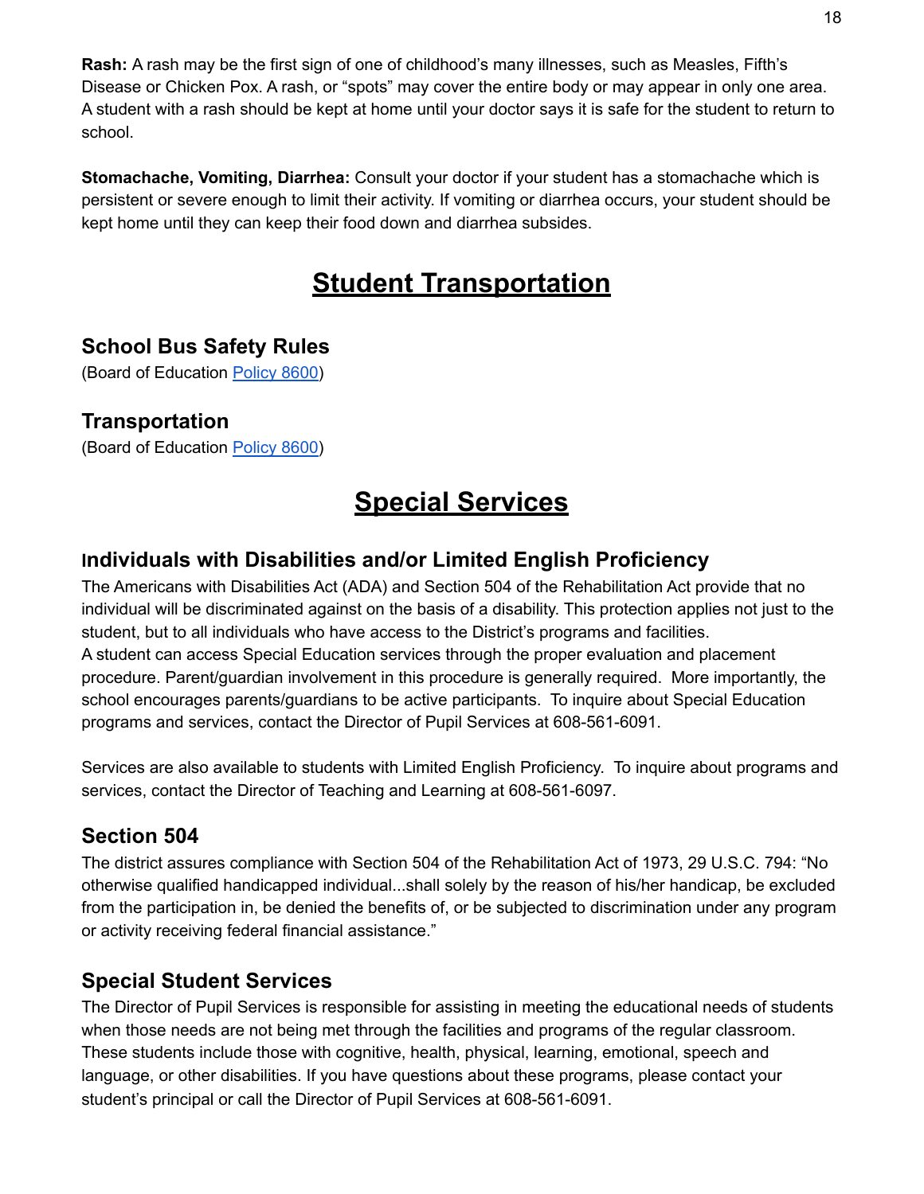**Rash:** A rash may be the first sign of one of childhood's many illnesses, such as Measles, Fifth's Disease or Chicken Pox. A rash, or "spots" may cover the entire body or may appear in only one area. A student with a rash should be kept at home until your doctor says it is safe for the student to return to school.

**Stomachache, Vomiting, Diarrhea:** Consult your doctor if your student has a stomachache which is persistent or severe enough to limit their activity. If vomiting or diarrhea occurs, your student should be kept home until they can keep their food down and diarrhea subsides.

# Student Transportation

## School Bus Safety Rules

(Board of Education Policy 8600)

## Transportation

(Board of Education Policy 8600)

# Special Services

## Individuals with Disabilities and/or Limited English Proficiency

The Americans with Disabilities Act (ADA) and Section 504 of the Rehabilitation Act provide that no individual will be discriminated against on the basis of a disability. This protection applies not just to the student, but to all individuals who have access to the District's programs and facilities.
A student can access Special Education services through the proper evaluation and placement procedure. Parent/guardian involvement in this procedure is generally required. More importantly, the school encourages parents/guardians to be active participants. To inquire about Special Education programs and services, contact the Director of Pupil Services at 608-561-6091.

Services are also available to students with Limited English Proficiency. To inquire about programs and services, contact the Director of Teaching and Learning at 608-561-6097.

## Section 504

The district assures compliance with Section 504 of the Rehabilitation Act of 1973, 29 U.S.C. 794: "No otherwise qualified handicapped individual...shall solely by the reason of his/her handicap, be excluded from the participation in, be denied the benefits of, or be subjected to discrimination under any program or activity receiving federal financial assistance."

## Special Student Services

The Director of Pupil Services is responsible for assisting in meeting the educational needs of students when those needs are not being met through the facilities and programs of the regular classroom. These students include those with cognitive, health, physical, learning, emotional, speech and language, or other disabilities. If you have questions about these programs, please contact your student's principal or call the Director of Pupil Services at 608-561-6091.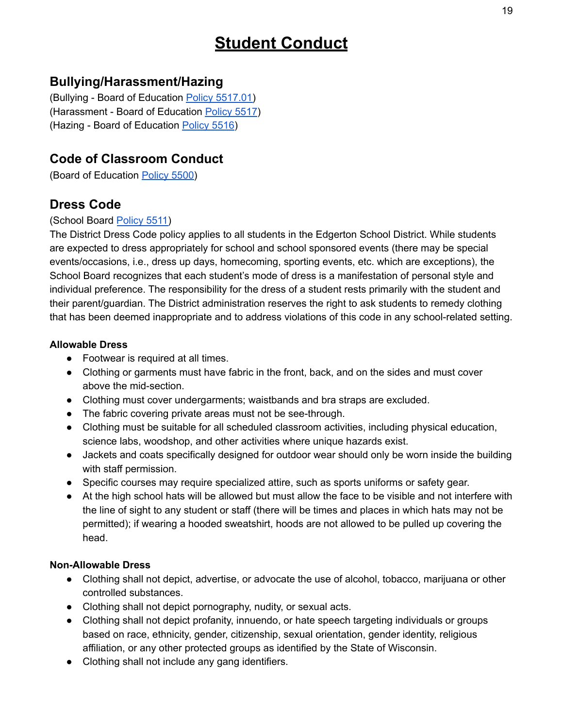# Student Conduct

## Bullying/Harassment/Hazing

(Bullying - Board of Education Policy 5517.01)
(Harassment - Board of Education Policy 5517)
(Hazing - Board of Education Policy 5516)

## Code of Classroom Conduct

(Board of Education Policy 5500)

## Dress Code

(School Board Policy 5511)
The District Dress Code policy applies to all students in the Edgerton School District. While students are expected to dress appropriately for school and school sponsored events (there may be special events/occasions, i.e., dress up days, homecoming, sporting events, etc. which are exceptions), the School Board recognizes that each student's mode of dress is a manifestation of personal style and individual preference. The responsibility for the dress of a student rests primarily with the student and their parent/guardian. The District administration reserves the right to ask students to remedy clothing that has been deemed inappropriate and to address violations of this code in any school-related setting.

**Allowable Dress**

- Footwear is required at all times.
- Clothing or garments must have fabric in the front, back, and on the sides and must cover above the mid-section.
- Clothing must cover undergarments; waistbands and bra straps are excluded.
- The fabric covering private areas must not be see-through.
- Clothing must be suitable for all scheduled classroom activities, including physical education, science labs, woodshop, and other activities where unique hazards exist.
- Jackets and coats specifically designed for outdoor wear should only be worn inside the building with staff permission.
- Specific courses may require specialized attire, such as sports uniforms or safety gear.
- At the high school hats will be allowed but must allow the face to be visible and not interfere with the line of sight to any student or staff (there will be times and places in which hats may not be permitted); if wearing a hooded sweatshirt, hoods are not allowed to be pulled up covering the head.

**Non-Allowable Dress**

- Clothing shall not depict, advertise, or advocate the use of alcohol, tobacco, marijuana or other controlled substances.
- Clothing shall not depict pornography, nudity, or sexual acts.
- Clothing shall not depict profanity, innuendo, or hate speech targeting individuals or groups based on race, ethnicity, gender, citizenship, sexual orientation, gender identity, religious affiliation, or any other protected groups as identified by the State of Wisconsin.
- Clothing shall not include any gang identifiers.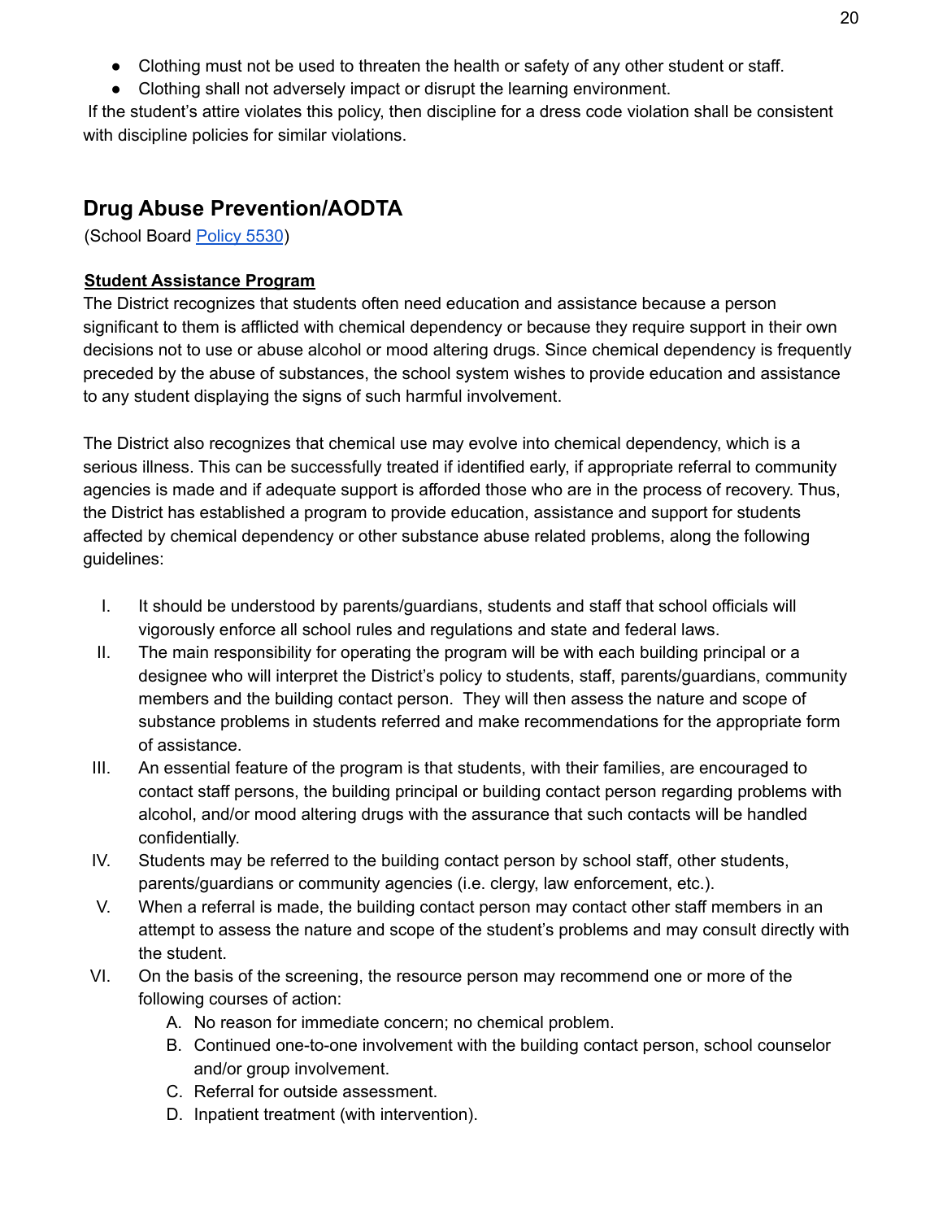- Clothing must not be used to threaten the health or safety of any other student or staff.
- Clothing shall not adversely impact or disrupt the learning environment.

If the student's attire violates this policy, then discipline for a dress code violation shall be consistent with discipline policies for similar violations.

## Drug Abuse Prevention/AODTA

(School Board Policy 5530)

**Student Assistance Program**

The District recognizes that students often need education and assistance because a person significant to them is afflicted with chemical dependency or because they require support in their own decisions not to use or abuse alcohol or mood altering drugs. Since chemical dependency is frequently preceded by the abuse of substances, the school system wishes to provide education and assistance to any student displaying the signs of such harmful involvement.

The District also recognizes that chemical use may evolve into chemical dependency, which is a serious illness. This can be successfully treated if identified early, if appropriate referral to community agencies is made and if adequate support is afforded those who are in the process of recovery. Thus, the District has established a program to provide education, assistance and support for students affected by chemical dependency or other substance abuse related problems, along the following guidelines:

I. It should be understood by parents/guardians, students and staff that school officials will vigorously enforce all school rules and regulations and state and federal laws.
II. The main responsibility for operating the program will be with each building principal or a designee who will interpret the District's policy to students, staff, parents/guardians, community members and the building contact person. They will then assess the nature and scope of substance problems in students referred and make recommendations for the appropriate form of assistance.
III. An essential feature of the program is that students, with their families, are encouraged to contact staff persons, the building principal or building contact person regarding problems with alcohol, and/or mood altering drugs with the assurance that such contacts will be handled confidentially.
IV. Students may be referred to the building contact person by school staff, other students, parents/guardians or community agencies (i.e. clergy, law enforcement, etc.).
V. When a referral is made, the building contact person may contact other staff members in an attempt to assess the nature and scope of the student's problems and may consult directly with the student.
VI. On the basis of the screening, the resource person may recommend one or more of the following courses of action:
   A. No reason for immediate concern; no chemical problem.
   B. Continued one-to-one involvement with the building contact person, school counselor and/or group involvement.
   C. Referral for outside assessment.
   D. Inpatient treatment (with intervention).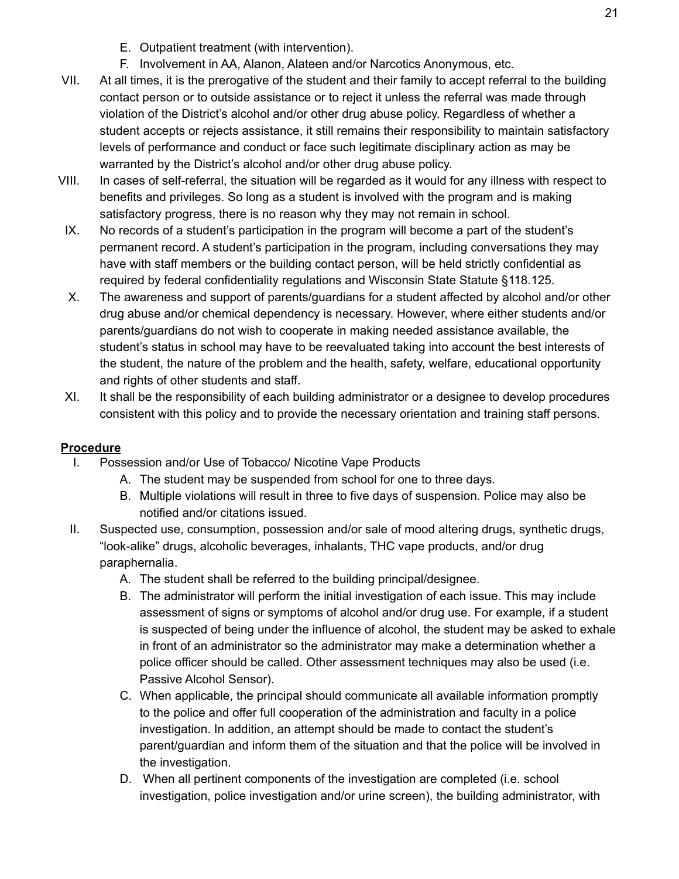E. Outpatient treatment (with intervention).
F. Involvement in AA, Alanon, Alateen and/or Narcotics Anonymous, etc.

VII. At all times, it is the prerogative of the student and their family to accept referral to the building contact person or to outside assistance or to reject it unless the referral was made through violation of the District's alcohol and/or other drug abuse policy. Regardless of whether a student accepts or rejects assistance, it still remains their responsibility to maintain satisfactory levels of performance and conduct or face such legitimate disciplinary action as may be warranted by the District's alcohol and/or other drug abuse policy.

VIII. In cases of self-referral, the situation will be regarded as it would for any illness with respect to benefits and privileges. So long as a student is involved with the program and is making satisfactory progress, there is no reason why they may not remain in school.

IX. No records of a student's participation in the program will become a part of the student's permanent record. A student's participation in the program, including conversations they may have with staff members or the building contact person, will be held strictly confidential as required by federal confidentiality regulations and Wisconsin State Statute §118.125.

X. The awareness and support of parents/guardians for a student affected by alcohol and/or other drug abuse and/or chemical dependency is necessary. However, where either students and/or parents/guardians do not wish to cooperate in making needed assistance available, the student's status in school may have to be reevaluated taking into account the best interests of the student, the nature of the problem and the health, safety, welfare, educational opportunity and rights of other students and staff.

XI. It shall be the responsibility of each building administrator or a designee to develop procedures consistent with this policy and to provide the necessary orientation and training staff persons.

**Procedure**

I. Possession and/or Use of Tobacco/ Nicotine Vape Products
   A. The student may be suspended from school for one to three days.
   B. Multiple violations will result in three to five days of suspension. Police may also be notified and/or citations issued.

II. Suspected use, consumption, possession and/or sale of mood altering drugs, synthetic drugs, "look-alike" drugs, alcoholic beverages, inhalants, THC vape products, and/or drug paraphernalia.
   A. The student shall be referred to the building principal/designee.
   B. The administrator will perform the initial investigation of each issue. This may include assessment of signs or symptoms of alcohol and/or drug use. For example, if a student is suspected of being under the influence of alcohol, the student may be asked to exhale in front of an administrator so the administrator may make a determination whether a police officer should be called. Other assessment techniques may also be used (i.e. Passive Alcohol Sensor).
   C. When applicable, the principal should communicate all available information promptly to the police and offer full cooperation of the administration and faculty in a police investigation. In addition, an attempt should be made to contact the student's parent/guardian and inform them of the situation and that the police will be involved in the investigation.
   D. When all pertinent components of the investigation are completed (i.e. school investigation, police investigation and/or urine screen), the building administrator, with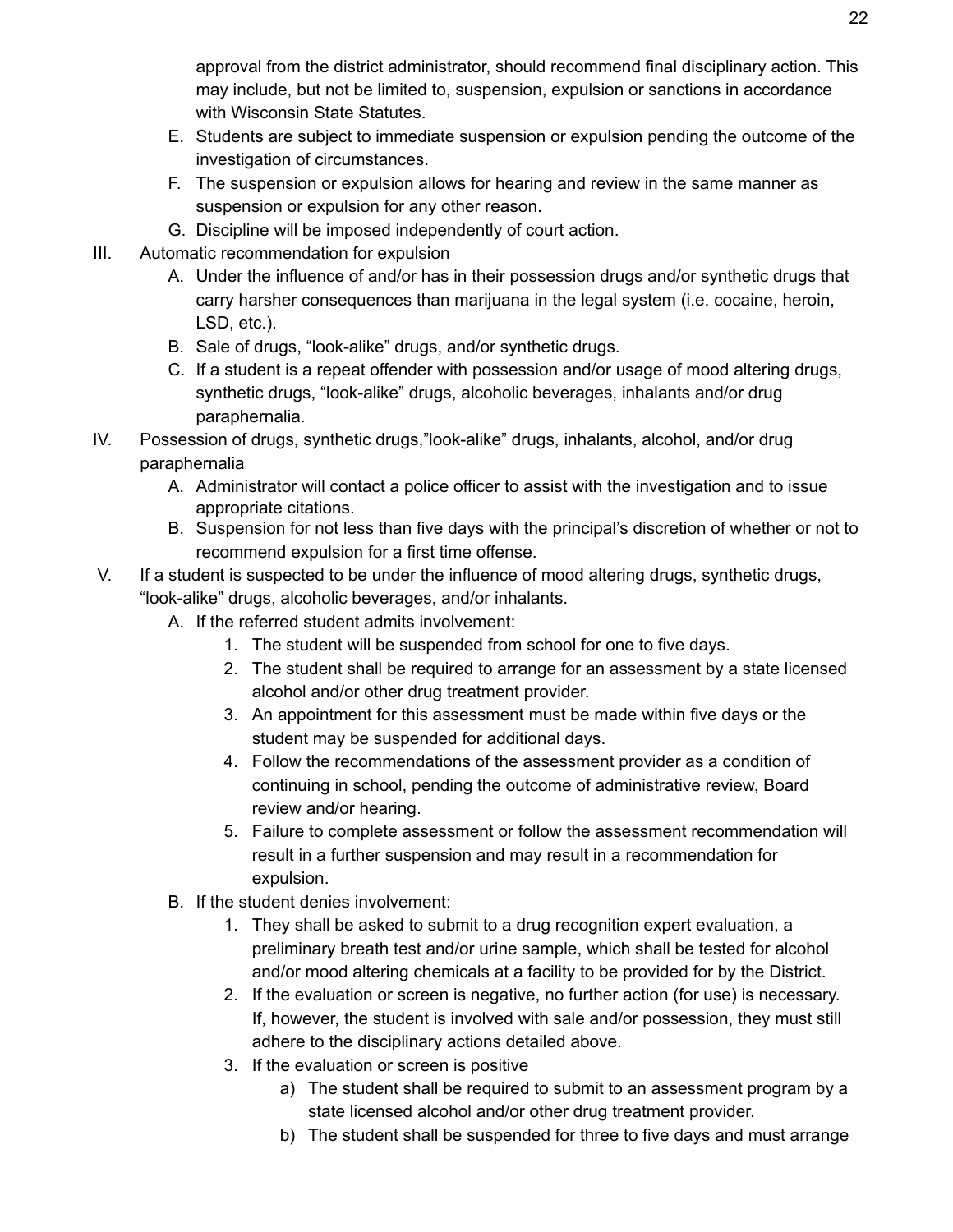approval from the district administrator, should recommend final disciplinary action. This may include, but not be limited to, suspension, expulsion or sanctions in accordance with Wisconsin State Statutes.

E. Students are subject to immediate suspension or expulsion pending the outcome of the investigation of circumstances.

F. The suspension or expulsion allows for hearing and review in the same manner as suspension or expulsion for any other reason.

G. Discipline will be imposed independently of court action.

III. Automatic recommendation for expulsion

A. Under the influence of and/or has in their possession drugs and/or synthetic drugs that carry harsher consequences than marijuana in the legal system (i.e. cocaine, heroin, LSD, etc.).

B. Sale of drugs, “look-alike” drugs, and/or synthetic drugs.

C. If a student is a repeat offender with possession and/or usage of mood altering drugs, synthetic drugs, “look-alike” drugs, alcoholic beverages, inhalants and/or drug paraphernalia.

IV. Possession of drugs, synthetic drugs,”look-alike” drugs, inhalants, alcohol, and/or drug paraphernalia

A. Administrator will contact a police officer to assist with the investigation and to issue appropriate citations.

B. Suspension for not less than five days with the principal’s discretion of whether or not to recommend expulsion for a first time offense.

V. If a student is suspected to be under the influence of mood altering drugs, synthetic drugs, “look-alike” drugs, alcoholic beverages, and/or inhalants.

A. If the referred student admits involvement:

1. The student will be suspended from school for one to five days.
2. The student shall be required to arrange for an assessment by a state licensed alcohol and/or other drug treatment provider.
3. An appointment for this assessment must be made within five days or the student may be suspended for additional days.
4. Follow the recommendations of the assessment provider as a condition of continuing in school, pending the outcome of administrative review, Board review and/or hearing.
5. Failure to complete assessment or follow the assessment recommendation will result in a further suspension and may result in a recommendation for expulsion.

B. If the student denies involvement:

1. They shall be asked to submit to a drug recognition expert evaluation, a preliminary breath test and/or urine sample, which shall be tested for alcohol and/or mood altering chemicals at a facility to be provided for by the District.
2. If the evaluation or screen is negative, no further action (for use) is necessary. If, however, the student is involved with sale and/or possession, they must still adhere to the disciplinary actions detailed above.
3. If the evaluation or screen is positive
   a) The student shall be required to submit to an assessment program by a state licensed alcohol and/or other drug treatment provider.
   b) The student shall be suspended for three to five days and must arrange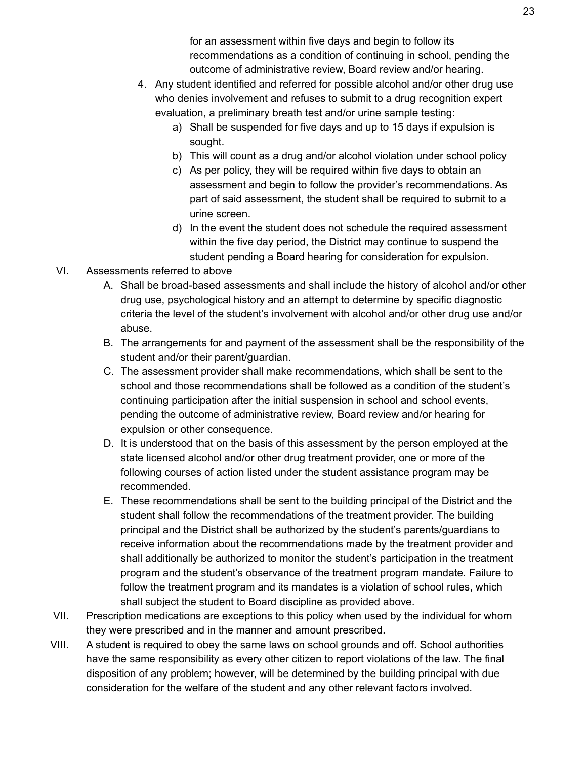for an assessment within five days and begin to follow its recommendations as a condition of continuing in school, pending the outcome of administrative review, Board review and/or hearing.

4. Any student identified and referred for possible alcohol and/or other drug use who denies involvement and refuses to submit to a drug recognition expert evaluation, a preliminary breath test and/or urine sample testing:
    a) Shall be suspended for five days and up to 15 days if expulsion is sought.
    b) This will count as a drug and/or alcohol violation under school policy
    c) As per policy, they will be required within five days to obtain an assessment and begin to follow the provider's recommendations. As part of said assessment, the student shall be required to submit to a urine screen.
    d) In the event the student does not schedule the required assessment within the five day period, the District may continue to suspend the student pending a Board hearing for consideration for expulsion.

VI. Assessments referred to above

A. Shall be broad-based assessments and shall include the history of alcohol and/or other drug use, psychological history and an attempt to determine by specific diagnostic criteria the level of the student's involvement with alcohol and/or other drug use and/or abuse.

B. The arrangements for and payment of the assessment shall be the responsibility of the student and/or their parent/guardian.

C. The assessment provider shall make recommendations, which shall be sent to the school and those recommendations shall be followed as a condition of the student's continuing participation after the initial suspension in school and school events, pending the outcome of administrative review, Board review and/or hearing for expulsion or other consequence.

D. It is understood that on the basis of this assessment by the person employed at the state licensed alcohol and/or other drug treatment provider, one or more of the following courses of action listed under the student assistance program may be recommended.

E. These recommendations shall be sent to the building principal of the District and the student shall follow the recommendations of the treatment provider. The building principal and the District shall be authorized by the student's parents/guardians to receive information about the recommendations made by the treatment provider and shall additionally be authorized to monitor the student's participation in the treatment program and the student's observance of the treatment program mandate. Failure to follow the treatment program and its mandates is a violation of school rules, which shall subject the student to Board discipline as provided above.

VII. Prescription medications are exceptions to this policy when used by the individual for whom they were prescribed and in the manner and amount prescribed.

VIII. A student is required to obey the same laws on school grounds and off. School authorities have the same responsibility as every other citizen to report violations of the law. The final disposition of any problem; however, will be determined by the building principal with due consideration for the welfare of the student and any other relevant factors involved.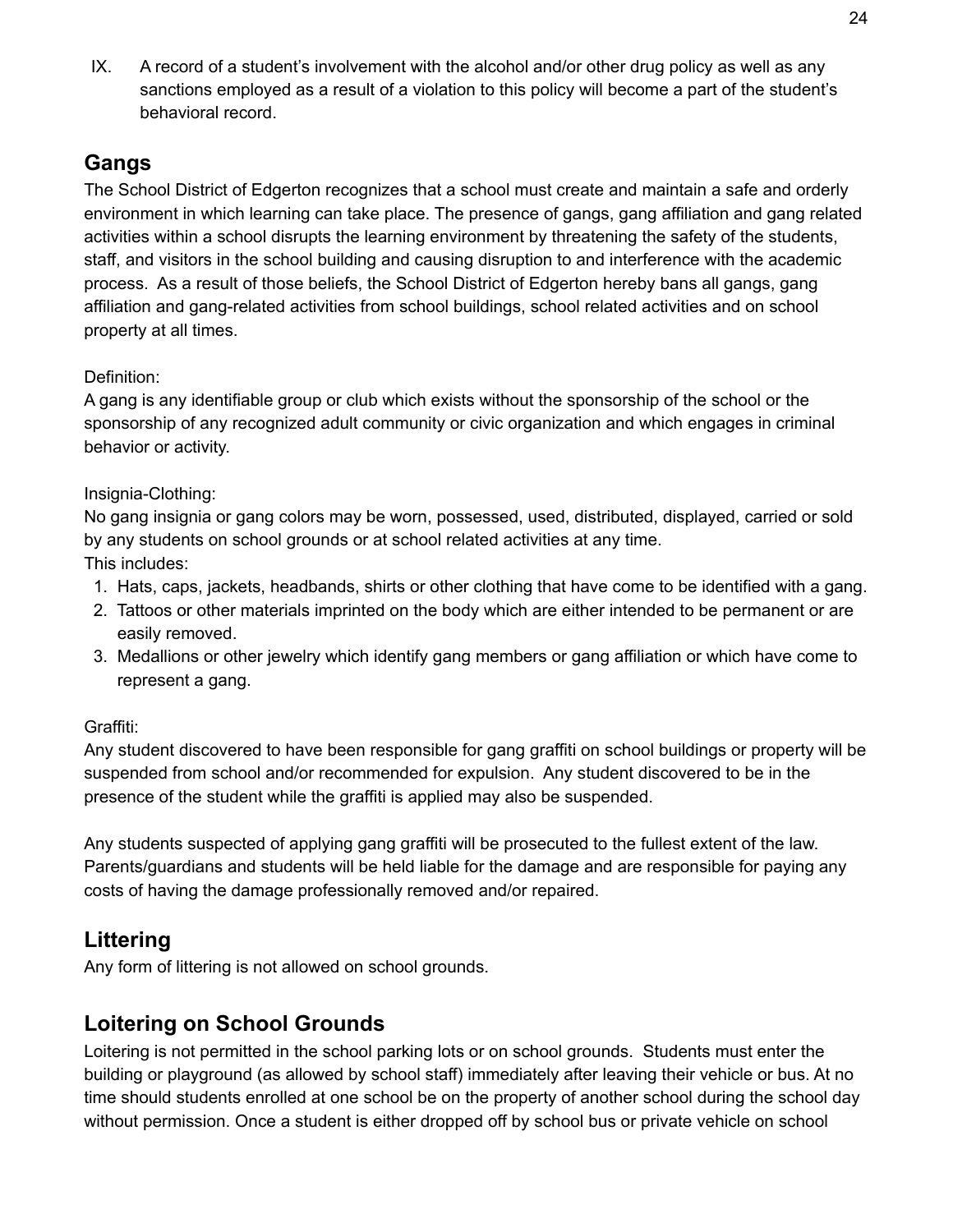IX. A record of a student's involvement with the alcohol and/or other drug policy as well as any sanctions employed as a result of a violation to this policy will become a part of the student's behavioral record.

## Gangs

The School District of Edgerton recognizes that a school must create and maintain a safe and orderly environment in which learning can take place. The presence of gangs, gang affiliation and gang related activities within a school disrupts the learning environment by threatening the safety of the students, staff, and visitors in the school building and causing disruption to and interference with the academic process. As a result of those beliefs, the School District of Edgerton hereby bans all gangs, gang affiliation and gang-related activities from school buildings, school related activities and on school property at all times.

Definition:
A gang is any identifiable group or club which exists without the sponsorship of the school or the sponsorship of any recognized adult community or civic organization and which engages in criminal behavior or activity.

Insignia-Clothing:
No gang insignia or gang colors may be worn, possessed, used, distributed, displayed, carried or sold by any students on school grounds or at school related activities at any time.
This includes:

1. Hats, caps, jackets, headbands, shirts or other clothing that have come to be identified with a gang.
2. Tattoos or other materials imprinted on the body which are either intended to be permanent or are easily removed.
3. Medallions or other jewelry which identify gang members or gang affiliation or which have come to represent a gang.

Graffiti:
Any student discovered to have been responsible for gang graffiti on school buildings or property will be suspended from school and/or recommended for expulsion. Any student discovered to be in the presence of the student while the graffiti is applied may also be suspended.

Any students suspected of applying gang graffiti will be prosecuted to the fullest extent of the law. Parents/guardians and students will be held liable for the damage and are responsible for paying any costs of having the damage professionally removed and/or repaired.

## Littering

Any form of littering is not allowed on school grounds.

## Loitering on School Grounds

Loitering is not permitted in the school parking lots or on school grounds. Students must enter the building or playground (as allowed by school staff) immediately after leaving their vehicle or bus. At no time should students enrolled at one school be on the property of another school during the school day without permission. Once a student is either dropped off by school bus or private vehicle on school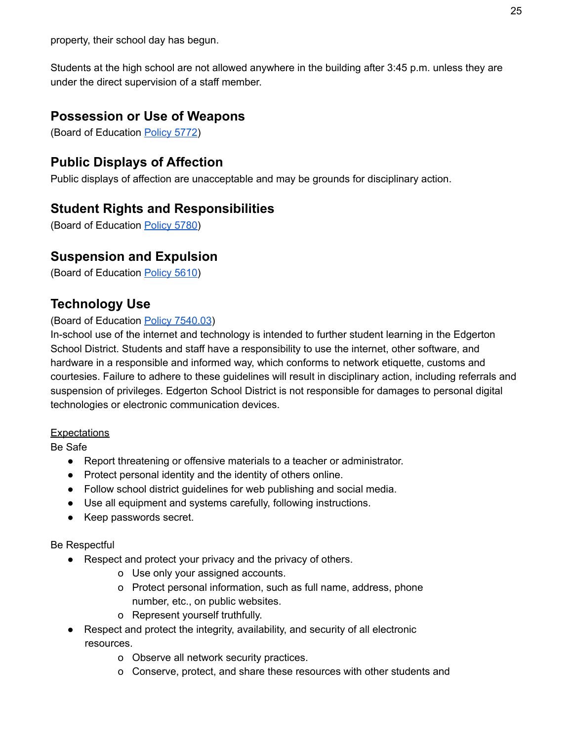property, their school day has begun.

Students at the high school are not allowed anywhere in the building after 3:45 p.m. unless they are under the direct supervision of a staff member.

## Possession or Use of Weapons

(Board of Education [Policy 5772](#))

## Public Displays of Affection

Public displays of affection are unacceptable and may be grounds for disciplinary action.

## Student Rights and Responsibilities

(Board of Education [Policy 5780](#))

## Suspension and Expulsion

(Board of Education [Policy 5610](#))

## Technology Use

(Board of Education [Policy 7540.03](#))
In-school use of the internet and technology is intended to further student learning in the Edgerton School District. Students and staff have a responsibility to use the internet, other software, and hardware in a responsible and informed way, which conforms to network etiquette, customs and courtesies. Failure to adhere to these guidelines will result in disciplinary action, including referrals and suspension of privileges. Edgerton School District is not responsible for damages to personal digital technologies or electronic communication devices.

<u>Expectations</u>
Be Safe

- Report threatening or offensive materials to a teacher or administrator.
- Protect personal identity and the identity of others online.
- Follow school district guidelines for web publishing and social media.
- Use all equipment and systems carefully, following instructions.
- Keep passwords secret.

Be Respectful

- Respect and protect your privacy and the privacy of others.
  - Use only your assigned accounts.
  - Protect personal information, such as full name, address, phone number, etc., on public websites.
  - Represent yourself truthfully.
- Respect and protect the integrity, availability, and security of all electronic resources.
  - Observe all network security practices.
  - Conserve, protect, and share these resources with other students and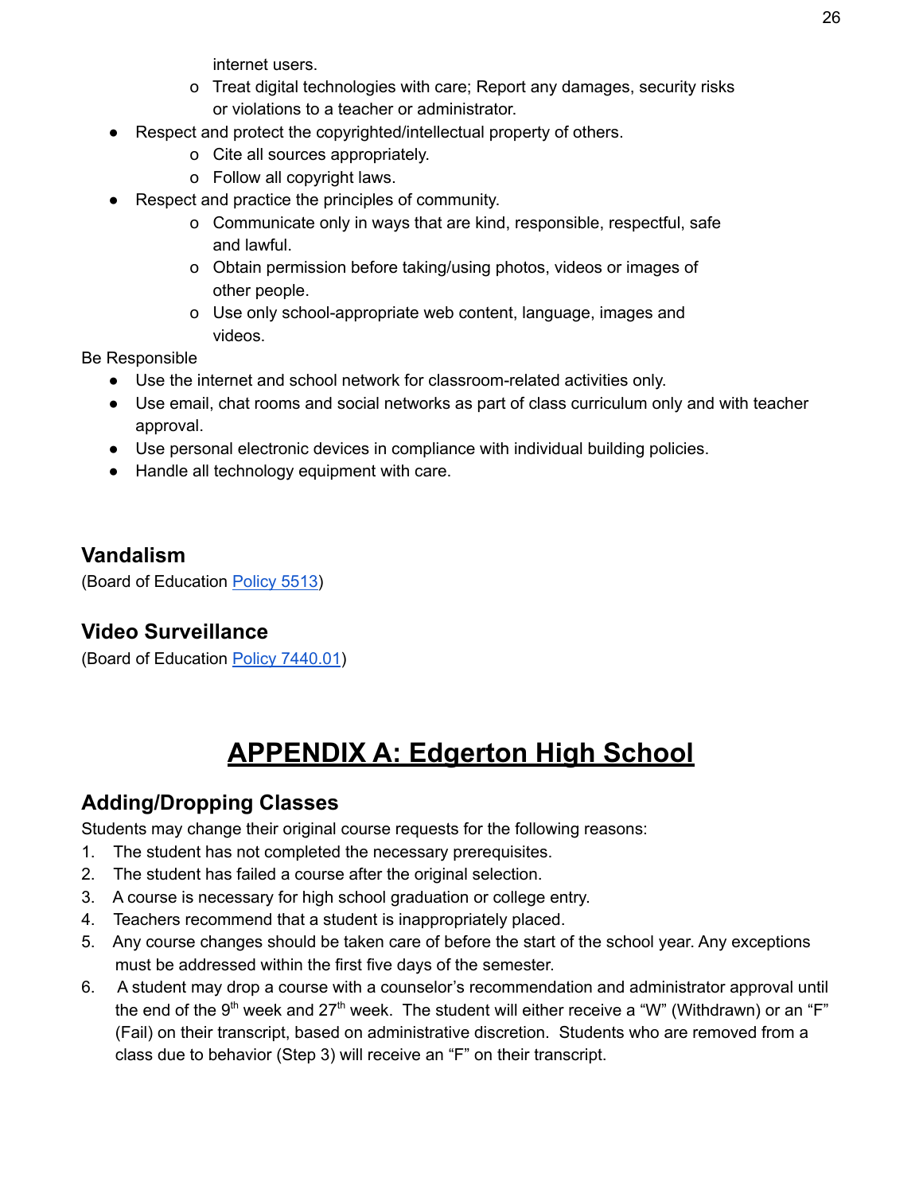internet users.
    - Treat digital technologies with care; Report any damages, security risks or violations to a teacher or administrator.
- Respect and protect the copyrighted/intellectual property of others.
    - Cite all sources appropriately.
    - Follow all copyright laws.
- Respect and practice the principles of community.
    - Communicate only in ways that are kind, responsible, respectful, safe and lawful.
    - Obtain permission before taking/using photos, videos or images of other people.
    - Use only school-appropriate web content, language, images and videos.

Be Responsible

- Use the internet and school network for classroom-related activities only.
- Use email, chat rooms and social networks as part of class curriculum only and with teacher approval.
- Use personal electronic devices in compliance with individual building policies.
- Handle all technology equipment with care.

## Vandalism

(Board of Education Policy 5513)

## Video Surveillance

(Board of Education Policy 7440.01)

# APPENDIX A: Edgerton High School

## Adding/Dropping Classes

Students may change their original course requests for the following reasons:

1. The student has not completed the necessary prerequisites.
2. The student has failed a course after the original selection.
3. A course is necessary for high school graduation or college entry.
4. Teachers recommend that a student is inappropriately placed.
5. Any course changes should be taken care of before the start of the school year. Any exceptions must be addressed within the first five days of the semester.
6. A student may drop a course with a counselor's recommendation and administrator approval until the end of the 9th week and 27th week. The student will either receive a "W" (Withdrawn) or an "F" (Fail) on their transcript, based on administrative discretion. Students who are removed from a class due to behavior (Step 3) will receive an "F" on their transcript.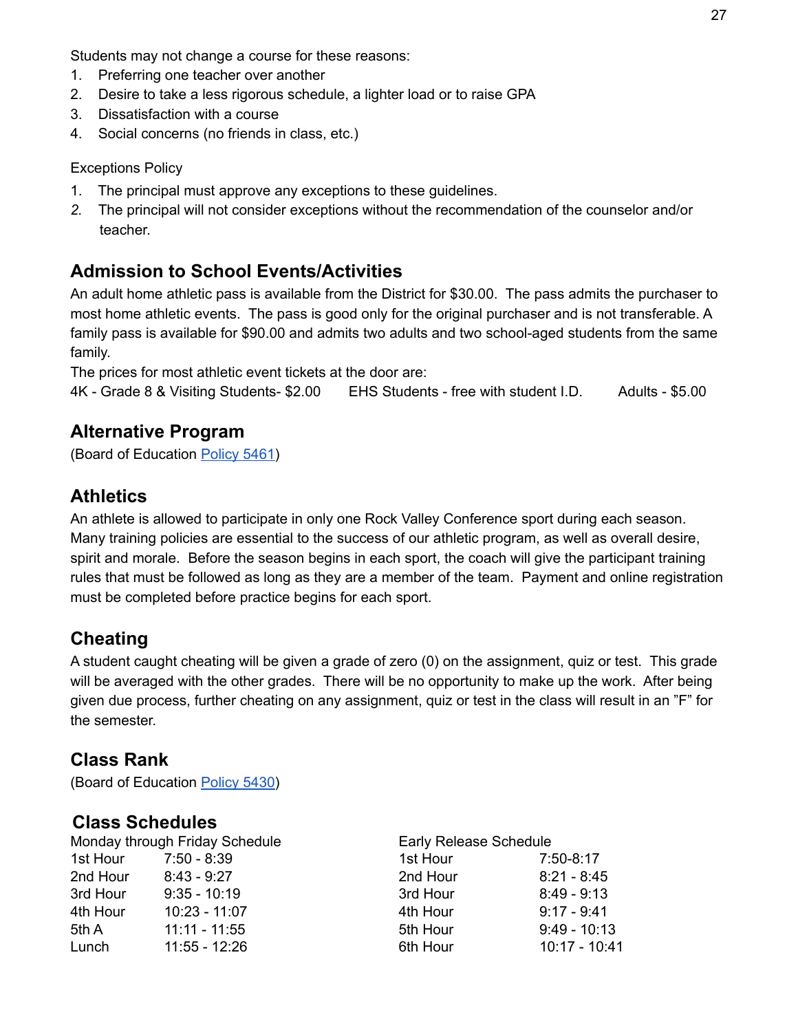Students may not change a course for these reasons:

1. Preferring one teacher over another
2. Desire to take a less rigorous schedule, a lighter load or to raise GPA
3. Dissatisfaction with a course
4. Social concerns (no friends in class, etc.)

Exceptions Policy

1. The principal must approve any exceptions to these guidelines.
2. The principal will not consider exceptions without the recommendation of the counselor and/or teacher.

## Admission to School Events/Activities

An adult home athletic pass is available from the District for $30.00. The pass admits the purchaser to most home athletic events. The pass is good only for the original purchaser and is not transferable. A family pass is available for $90.00 and admits two adults and two school-aged students from the same family.

The prices for most athletic event tickets at the door are:

4K - Grade 8 & Visiting Students- $2.00    EHS Students - free with student I.D.    Adults - $5.00

## Alternative Program

(Board of Education Policy 5461)

## Athletics

An athlete is allowed to participate in only one Rock Valley Conference sport during each season. Many training policies are essential to the success of our athletic program, as well as overall desire, spirit and morale. Before the season begins in each sport, the coach will give the participant training rules that must be followed as long as they are a member of the team. Payment and online registration must be completed before practice begins for each sport.

## Cheating

A student caught cheating will be given a grade of zero (0) on the assignment, quiz or test. This grade will be averaged with the other grades. There will be no opportunity to make up the work. After being given due process, further cheating on any assignment, quiz or test in the class will result in an "F" for the semester.

## Class Rank

(Board of Education Policy 5430)

## Class Schedules

Monday through Friday Schedule

| | |
|---|---|
| 1st Hour | 7:50 - 8:39 |
| 2nd Hour | 8:43 - 9:27 |
| 3rd Hour | 9:35 - 10:19 |
| 4th Hour | 10:23 - 11:07 |
| 5th A | 11:11 - 11:55 |
| Lunch | 11:55 - 12:26 |

Early Release Schedule

| | |
|---|---|
| 1st Hour | 7:50-8:17 |
| 2nd Hour | 8:21 - 8:45 |
| 3rd Hour | 8:49 - 9:13 |
| 4th Hour | 9:17 - 9:41 |
| 5th Hour | 9:49 - 10:13 |
| 6th Hour | 10:17 - 10:41 |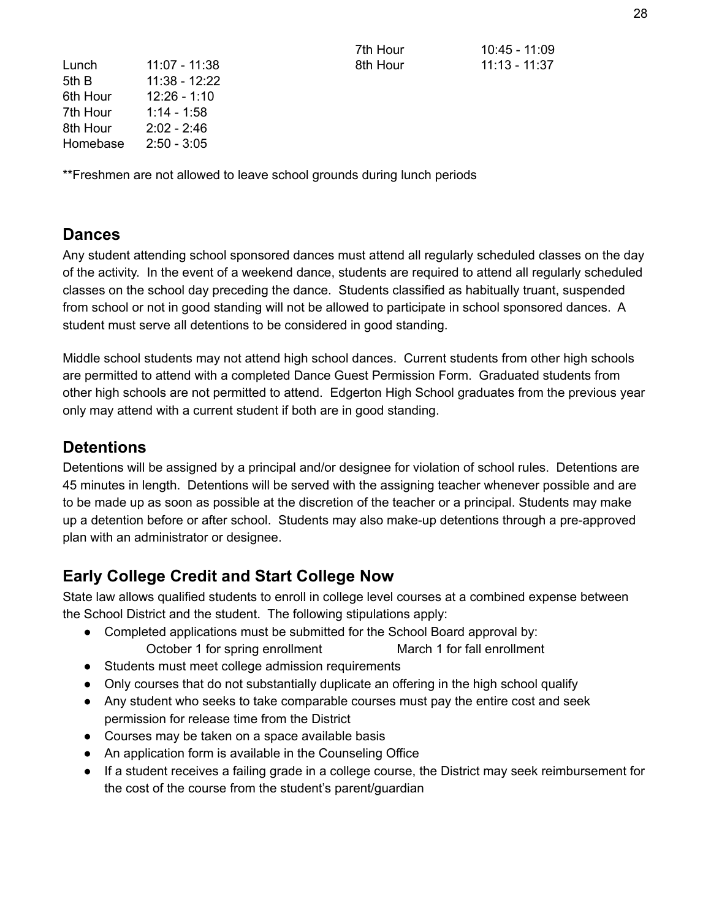| | |
|---|---|
| Lunch | 11:07 - 11:38 |
| 5th B | 11:38 - 12:22 |
| 6th Hour | 12:26 - 1:10 |
| 7th Hour | 1:14 - 1:58 |
| 8th Hour | 2:02 - 2:46 |
| Homebase | 2:50 - 3:05 |

| | |
|---|---|
| 7th Hour | 10:45 - 11:09 |
| 8th Hour | 11:13 - 11:37 |

**Freshmen are not allowed to leave school grounds during lunch periods

## Dances

Any student attending school sponsored dances must attend all regularly scheduled classes on the day of the activity. In the event of a weekend dance, students are required to attend all regularly scheduled classes on the school day preceding the dance. Students classified as habitually truant, suspended from school or not in good standing will not be allowed to participate in school sponsored dances. A student must serve all detentions to be considered in good standing.

Middle school students may not attend high school dances. Current students from other high schools are permitted to attend with a completed Dance Guest Permission Form. Graduated students from other high schools are not permitted to attend. Edgerton High School graduates from the previous year only may attend with a current student if both are in good standing.

## Detentions

Detentions will be assigned by a principal and/or designee for violation of school rules. Detentions are 45 minutes in length. Detentions will be served with the assigning teacher whenever possible and are to be made up as soon as possible at the discretion of the teacher or a principal. Students may make up a detention before or after school. Students may also make-up detentions through a pre-approved plan with an administrator or designee.

## Early College Credit and Start College Now

State law allows qualified students to enroll in college level courses at a combined expense between the School District and the student. The following stipulations apply:

- Completed applications must be submitted for the School Board approval by:
  October 1 for spring enrollment     March 1 for fall enrollment
- Students must meet college admission requirements
- Only courses that do not substantially duplicate an offering in the high school qualify
- Any student who seeks to take comparable courses must pay the entire cost and seek permission for release time from the District
- Courses may be taken on a space available basis
- An application form is available in the Counseling Office
- If a student receives a failing grade in a college course, the District may seek reimbursement for the cost of the course from the student's parent/guardian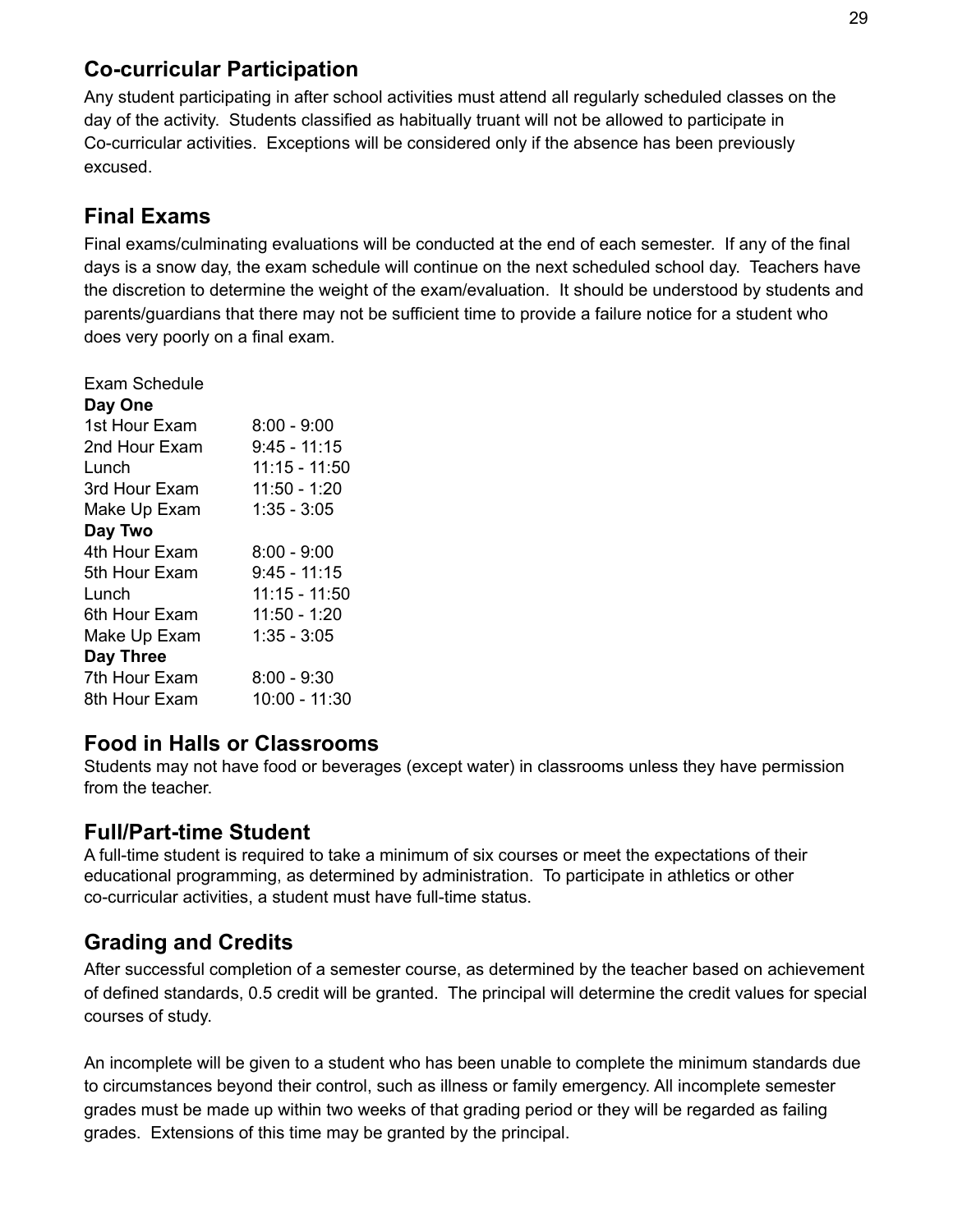## Co-curricular Participation

Any student participating in after school activities must attend all regularly scheduled classes on the day of the activity. Students classified as habitually truant will not be allowed to participate in Co-curricular activities. Exceptions will be considered only if the absence has been previously excused.

## Final Exams

Final exams/culminating evaluations will be conducted at the end of each semester. If any of the final days is a snow day, the exam schedule will continue on the next scheduled school day. Teachers have the discretion to determine the weight of the exam/evaluation. It should be understood by students and parents/guardians that there may not be sufficient time to provide a failure notice for a student who does very poorly on a final exam.

Exam Schedule

| | |
|---|---|
| **Day One** | |
| 1st Hour Exam | 8:00 - 9:00 |
| 2nd Hour Exam | 9:45 - 11:15 |
| Lunch | 11:15 - 11:50 |
| 3rd Hour Exam | 11:50 - 1:20 |
| Make Up Exam | 1:35 - 3:05 |
| **Day Two** | |
| 4th Hour Exam | 8:00 - 9:00 |
| 5th Hour Exam | 9:45 - 11:15 |
| Lunch | 11:15 - 11:50 |
| 6th Hour Exam | 11:50 - 1:20 |
| Make Up Exam | 1:35 - 3:05 |
| **Day Three** | |
| 7th Hour Exam | 8:00 - 9:30 |
| 8th Hour Exam | 10:00 - 11:30 |

## Food in Halls or Classrooms

Students may not have food or beverages (except water) in classrooms unless they have permission from the teacher.

## Full/Part-time Student

A full-time student is required to take a minimum of six courses or meet the expectations of their educational programming, as determined by administration. To participate in athletics or other co-curricular activities, a student must have full-time status.

## Grading and Credits

After successful completion of a semester course, as determined by the teacher based on achievement of defined standards, 0.5 credit will be granted. The principal will determine the credit values for special courses of study.

An incomplete will be given to a student who has been unable to complete the minimum standards due to circumstances beyond their control, such as illness or family emergency. All incomplete semester grades must be made up within two weeks of that grading period or they will be regarded as failing grades. Extensions of this time may be granted by the principal.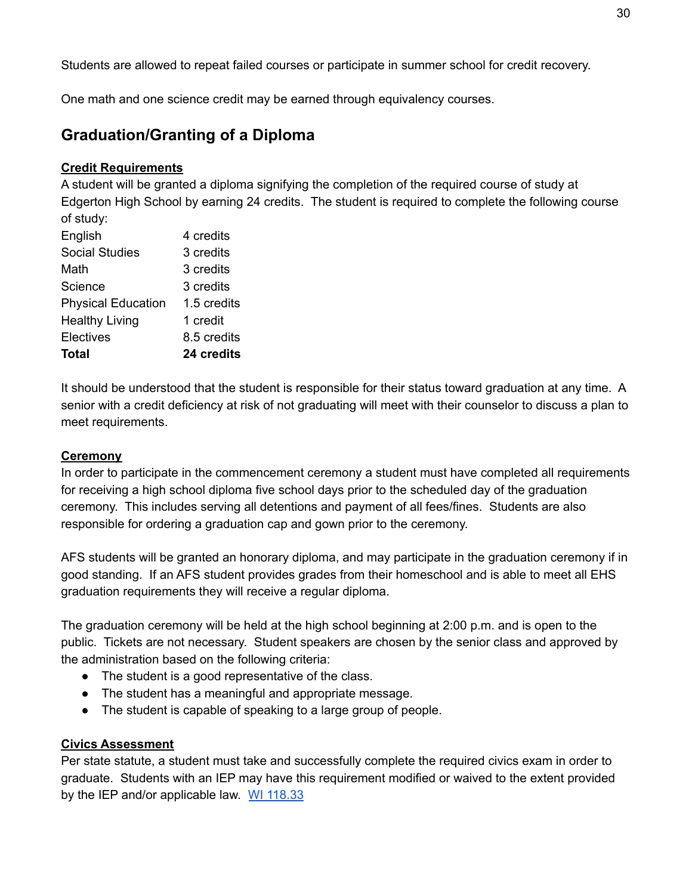Students are allowed to repeat failed courses or participate in summer school for credit recovery.

One math and one science credit may be earned through equivalency courses.

## Graduation/Granting of a Diploma

### Credit Requirements

A student will be granted a diploma signifying the completion of the required course of study at Edgerton High School by earning 24 credits. The student is required to complete the following course of study:

| | |
|---|---|
| English | 4 credits |
| Social Studies | 3 credits |
| Math | 3 credits |
| Science | 3 credits |
| Physical Education | 1.5 credits |
| Healthy Living | 1 credit |
| Electives | 8.5 credits |
| **Total** | **24 credits** |

It should be understood that the student is responsible for their status toward graduation at any time. A senior with a credit deficiency at risk of not graduating will meet with their counselor to discuss a plan to meet requirements.

### Ceremony

In order to participate in the commencement ceremony a student must have completed all requirements for receiving a high school diploma five school days prior to the scheduled day of the graduation ceremony. This includes serving all detentions and payment of all fees/fines. Students are also responsible for ordering a graduation cap and gown prior to the ceremony.

AFS students will be granted an honorary diploma, and may participate in the graduation ceremony if in good standing. If an AFS student provides grades from their homeschool and is able to meet all EHS graduation requirements they will receive a regular diploma.

The graduation ceremony will be held at the high school beginning at 2:00 p.m. and is open to the public. Tickets are not necessary. Student speakers are chosen by the senior class and approved by the administration based on the following criteria:

- The student is a good representative of the class.
- The student has a meaningful and appropriate message.
- The student is capable of speaking to a large group of people.

### Civics Assessment

Per state statute, a student must take and successfully complete the required civics exam in order to graduate. Students with an IEP may have this requirement modified or waived to the extent provided by the IEP and/or applicable law. WI 118.33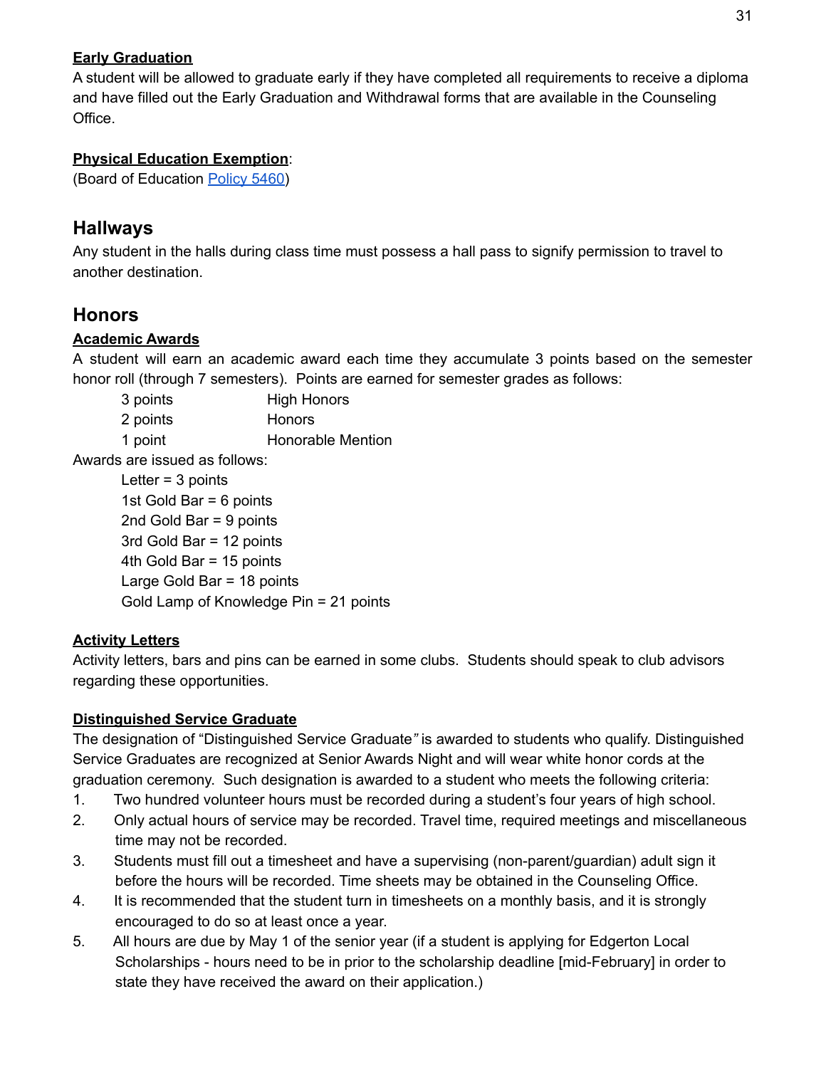**Early Graduation**

A student will be allowed to graduate early if they have completed all requirements to receive a diploma and have filled out the Early Graduation and Withdrawal forms that are available in the Counseling Office.

**Physical Education Exemption**:

(Board of Education Policy 5460)

## Hallways

Any student in the halls during class time must possess a hall pass to signify permission to travel to another destination.

## Honors

**Academic Awards**

A student will earn an academic award each time they accumulate 3 points based on the semester honor roll (through 7 semesters). Points are earned for semester grades as follows:

| | |
|---|---|
| 3 points | High Honors |
| 2 points | Honors |
| 1 point | Honorable Mention |

Awards are issued as follows:

- Letter = 3 points
- 1st Gold Bar = 6 points
- 2nd Gold Bar = 9 points
- 3rd Gold Bar = 12 points
- 4th Gold Bar = 15 points
- Large Gold Bar = 18 points
- Gold Lamp of Knowledge Pin = 21 points

**Activity Letters**

Activity letters, bars and pins can be earned in some clubs. Students should speak to club advisors regarding these opportunities.

**Distinguished Service Graduate**

The designation of "Distinguished Service Graduate" is awarded to students who qualify. Distinguished Service Graduates are recognized at Senior Awards Night and will wear white honor cords at the graduation ceremony. Such designation is awarded to a student who meets the following criteria:

1. Two hundred volunteer hours must be recorded during a student's four years of high school.
2. Only actual hours of service may be recorded. Travel time, required meetings and miscellaneous time may not be recorded.
3. Students must fill out a timesheet and have a supervising (non-parent/guardian) adult sign it before the hours will be recorded. Time sheets may be obtained in the Counseling Office.
4. It is recommended that the student turn in timesheets on a monthly basis, and it is strongly encouraged to do so at least once a year.
5. All hours are due by May 1 of the senior year (if a student is applying for Edgerton Local Scholarships - hours need to be in prior to the scholarship deadline [mid-February] in order to state they have received the award on their application.)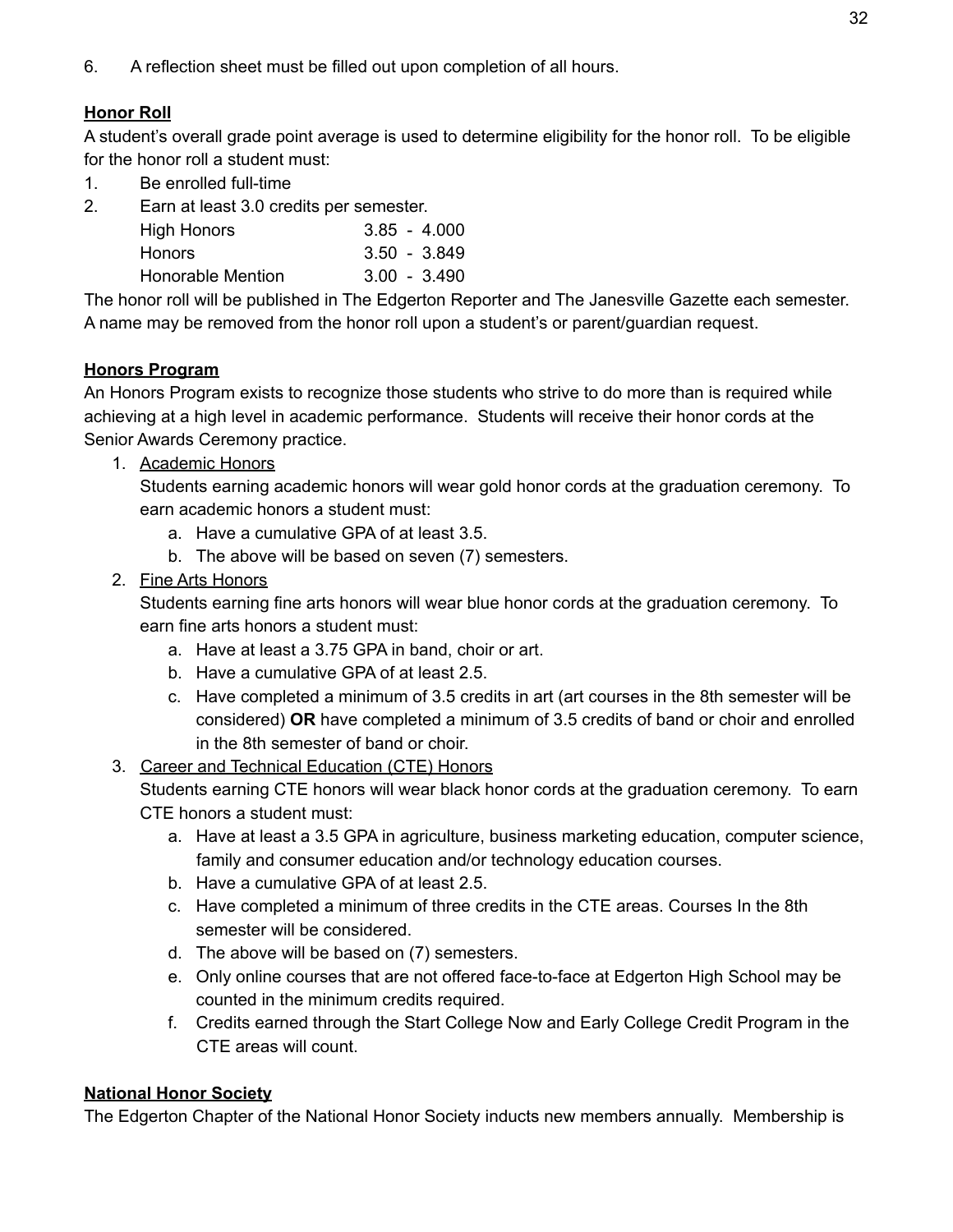6. A reflection sheet must be filled out upon completion of all hours.

**Honor Roll**

A student's overall grade point average is used to determine eligibility for the honor roll. To be eligible for the honor roll a student must:

1. Be enrolled full-time
2. Earn at least 3.0 credits per semester.

| | |
|---|---|
| High Honors | 3.85 - 4.000 |
| Honors | 3.50 - 3.849 |
| Honorable Mention | 3.00 - 3.490 |

The honor roll will be published in The Edgerton Reporter and The Janesville Gazette each semester. A name may be removed from the honor roll upon a student's or parent/guardian request.

**Honors Program**

An Honors Program exists to recognize those students who strive to do more than is required while achieving at a high level in academic performance. Students will receive their honor cords at the Senior Awards Ceremony practice.

1. Academic Honors
   Students earning academic honors will wear gold honor cords at the graduation ceremony. To earn academic honors a student must:
   a. Have a cumulative GPA of at least 3.5.
   b. The above will be based on seven (7) semesters.
2. Fine Arts Honors
   Students earning fine arts honors will wear blue honor cords at the graduation ceremony. To earn fine arts honors a student must:
   a. Have at least a 3.75 GPA in band, choir or art.
   b. Have a cumulative GPA of at least 2.5.
   c. Have completed a minimum of 3.5 credits in art (art courses in the 8th semester will be considered) **OR** have completed a minimum of 3.5 credits of band or choir and enrolled in the 8th semester of band or choir.
3. Career and Technical Education (CTE) Honors
   Students earning CTE honors will wear black honor cords at the graduation ceremony. To earn CTE honors a student must:
   a. Have at least a 3.5 GPA in agriculture, business marketing education, computer science, family and consumer education and/or technology education courses.
   b. Have a cumulative GPA of at least 2.5.
   c. Have completed a minimum of three credits in the CTE areas. Courses In the 8th semester will be considered.
   d. The above will be based on (7) semesters.
   e. Only online courses that are not offered face-to-face at Edgerton High School may be counted in the minimum credits required.
   f. Credits earned through the Start College Now and Early College Credit Program in the CTE areas will count.

**National Honor Society**

The Edgerton Chapter of the National Honor Society inducts new members annually. Membership is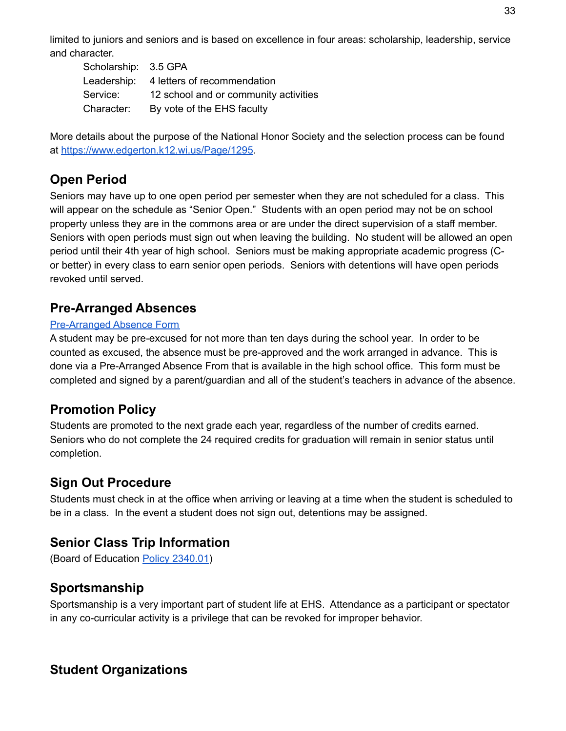limited to juniors and seniors and is based on excellence in four areas: scholarship, leadership, service and character.

Scholarship: 3.5 GPA
Leadership: 4 letters of recommendation
Service: 12 school and or community activities
Character: By vote of the EHS faculty

More details about the purpose of the National Honor Society and the selection process can be found at [https://www.edgerton.k12.wi.us/Page/1295](https://www.edgerton.k12.wi.us/Page/1295).

## Open Period

Seniors may have up to one open period per semester when they are not scheduled for a class. This will appear on the schedule as "Senior Open." Students with an open period may not be on school property unless they are in the commons area or are under the direct supervision of a staff member. Seniors with open periods must sign out when leaving the building. No student will be allowed an open period until their 4th year of high school. Seniors must be making appropriate academic progress (C- or better) in every class to earn senior open periods. Seniors with detentions will have open periods revoked until served.

## Pre-Arranged Absences

Pre-Arranged Absence Form

A student may be pre-excused for not more than ten days during the school year. In order to be counted as excused, the absence must be pre-approved and the work arranged in advance. This is done via a Pre-Arranged Absence From that is available in the high school office. This form must be completed and signed by a parent/guardian and all of the student's teachers in advance of the absence.

## Promotion Policy

Students are promoted to the next grade each year, regardless of the number of credits earned. Seniors who do not complete the 24 required credits for graduation will remain in senior status until completion.

## Sign Out Procedure

Students must check in at the office when arriving or leaving at a time when the student is scheduled to be in a class. In the event a student does not sign out, detentions may be assigned.

## Senior Class Trip Information

(Board of Education Policy 2340.01)

## Sportsmanship

Sportsmanship is a very important part of student life at EHS. Attendance as a participant or spectator in any co-curricular activity is a privilege that can be revoked for improper behavior.

## Student Organizations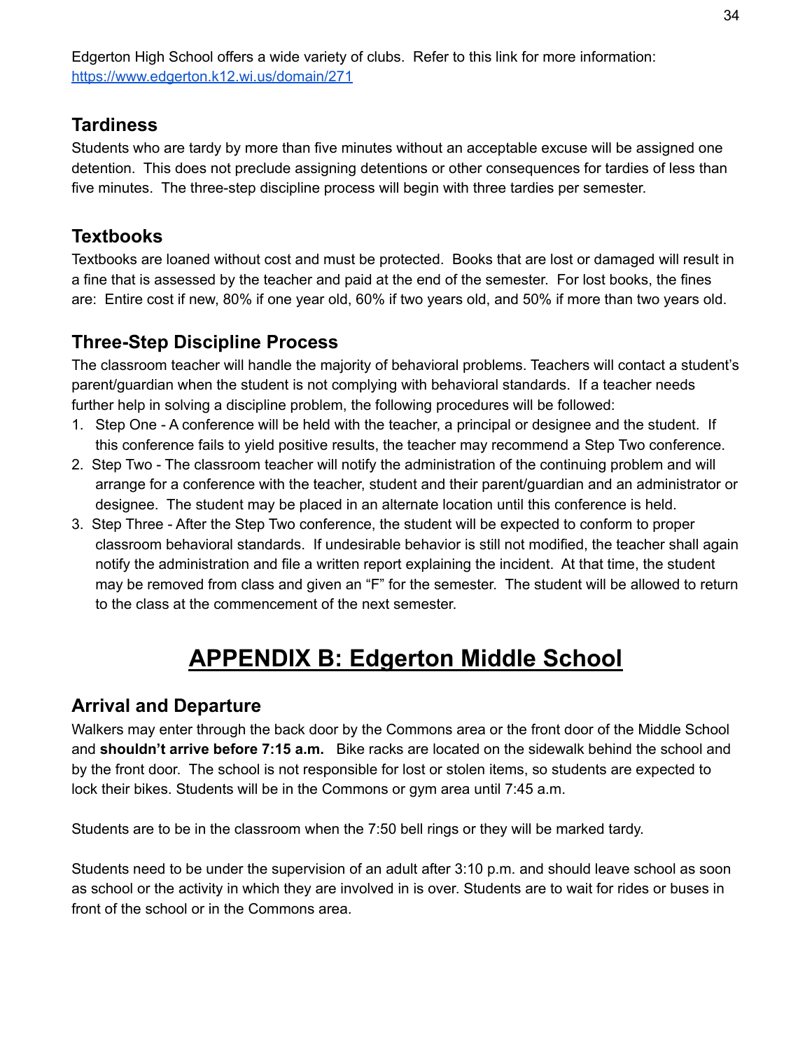Edgerton High School offers a wide variety of clubs. Refer to this link for more information: https://www.edgerton.k12.wi.us/domain/271

### Tardiness

Students who are tardy by more than five minutes without an acceptable excuse will be assigned one detention. This does not preclude assigning detentions or other consequences for tardies of less than five minutes. The three-step discipline process will begin with three tardies per semester.

### Textbooks

Textbooks are loaned without cost and must be protected. Books that are lost or damaged will result in a fine that is assessed by the teacher and paid at the end of the semester. For lost books, the fines are: Entire cost if new, 80% if one year old, 60% if two years old, and 50% if more than two years old.

### Three-Step Discipline Process

The classroom teacher will handle the majority of behavioral problems. Teachers will contact a student's parent/guardian when the student is not complying with behavioral standards. If a teacher needs further help in solving a discipline problem, the following procedures will be followed:

1. Step One - A conference will be held with the teacher, a principal or designee and the student. If this conference fails to yield positive results, the teacher may recommend a Step Two conference.
2. Step Two - The classroom teacher will notify the administration of the continuing problem and will arrange for a conference with the teacher, student and their parent/guardian and an administrator or designee. The student may be placed in an alternate location until this conference is held.
3. Step Three - After the Step Two conference, the student will be expected to conform to proper classroom behavioral standards. If undesirable behavior is still not modified, the teacher shall again notify the administration and file a written report explaining the incident. At that time, the student may be removed from class and given an "F" for the semester. The student will be allowed to return to the class at the commencement of the next semester.

# APPENDIX B: Edgerton Middle School

### Arrival and Departure

Walkers may enter through the back door by the Commons area or the front door of the Middle School and **shouldn't arrive before 7:15 a.m.** Bike racks are located on the sidewalk behind the school and by the front door. The school is not responsible for lost or stolen items, so students are expected to lock their bikes. Students will be in the Commons or gym area until 7:45 a.m.

Students are to be in the classroom when the 7:50 bell rings or they will be marked tardy.

Students need to be under the supervision of an adult after 3:10 p.m. and should leave school as soon as school or the activity in which they are involved in is over. Students are to wait for rides or buses in front of the school or in the Commons area.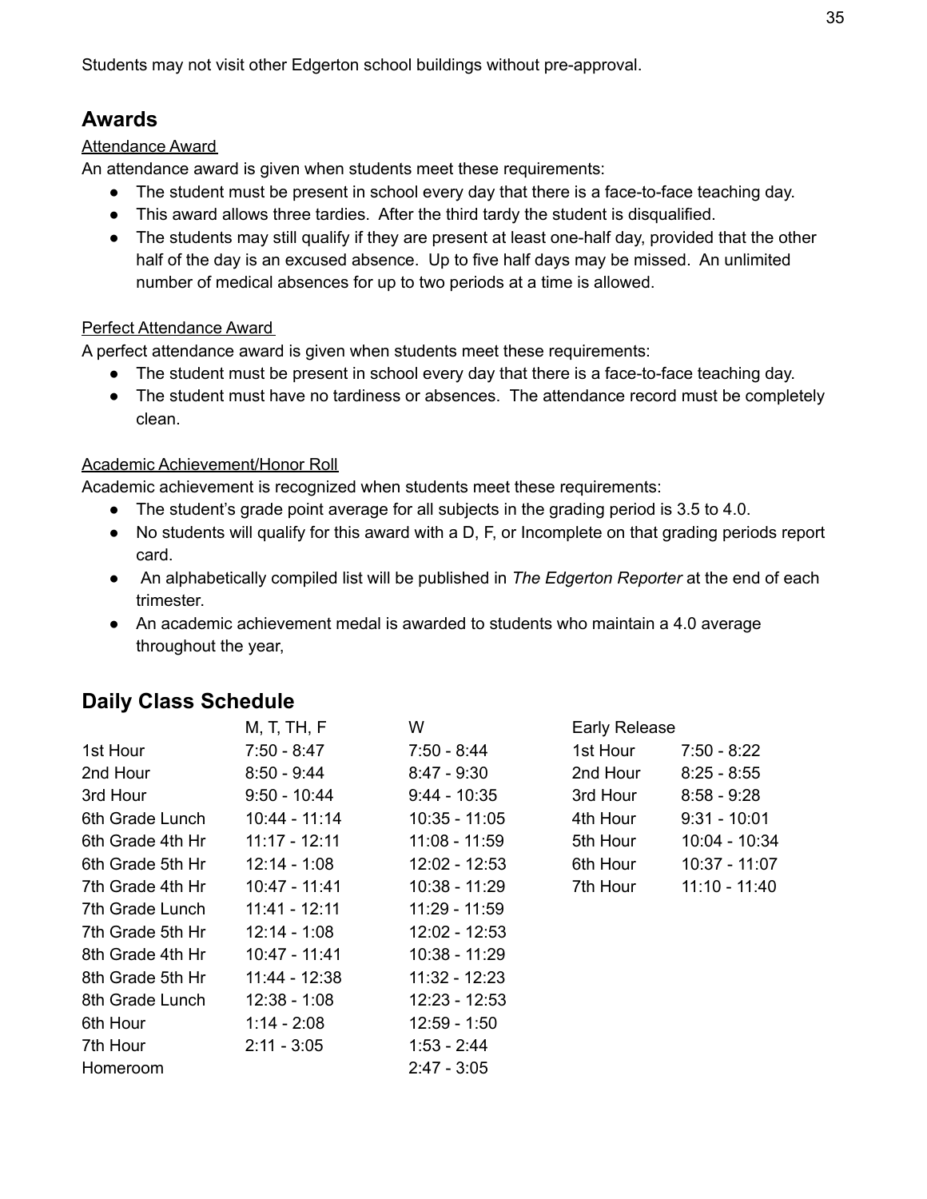Students may not visit other Edgerton school buildings without pre-approval.

## Awards

Attendance Award

An attendance award is given when students meet these requirements:

- The student must be present in school every day that there is a face-to-face teaching day.
- This award allows three tardies. After the third tardy the student is disqualified.
- The students may still qualify if they are present at least one-half day, provided that the other half of the day is an excused absence. Up to five half days may be missed. An unlimited number of medical absences for up to two periods at a time is allowed.

Perfect Attendance Award

A perfect attendance award is given when students meet these requirements:

- The student must be present in school every day that there is a face-to-face teaching day.
- The student must have no tardiness or absences. The attendance record must be completely clean.

Academic Achievement/Honor Roll

Academic achievement is recognized when students meet these requirements:

- The student's grade point average for all subjects in the grading period is 3.5 to 4.0.
- No students will qualify for this award with a D, F, or Incomplete on that grading periods report card.
- An alphabetically compiled list will be published in *The Edgerton Reporter* at the end of each trimester.
- An academic achievement medal is awarded to students who maintain a 4.0 average throughout the year,

## Daily Class Schedule

| | M, T, TH, F | W |
|---|---|---|
| 1st Hour | 7:50 - 8:47 | 7:50 - 8:44 |
| 2nd Hour | 8:50 - 9:44 | 8:47 - 9:30 |
| 3rd Hour | 9:50 - 10:44 | 9:44 - 10:35 |
| 6th Grade Lunch | 10:44 - 11:14 | 10:35 - 11:05 |
| 6th Grade 4th Hr | 11:17 - 12:11 | 11:08 - 11:59 |
| 6th Grade 5th Hr | 12:14 - 1:08 | 12:02 - 12:53 |
| 7th Grade 4th Hr | 10:47 - 11:41 | 10:38 - 11:29 |
| 7th Grade Lunch | 11:41 - 12:11 | 11:29 - 11:59 |
| 7th Grade 5th Hr | 12:14 - 1:08 | 12:02 - 12:53 |
| 8th Grade 4th Hr | 10:47 - 11:41 | 10:38 - 11:29 |
| 8th Grade 5th Hr | 11:44 - 12:38 | 11:32 - 12:23 |
| 8th Grade Lunch | 12:38 - 1:08 | 12:23 - 12:53 |
| 6th Hour | 1:14 - 2:08 | 12:59 - 1:50 |
| 7th Hour | 2:11 - 3:05 | 1:53 - 2:44 |
| Homeroom | | 2:47 - 3:05 |

| Early Release | |
|---|---|
| 1st Hour | 7:50 - 8:22 |
| 2nd Hour | 8:25 - 8:55 |
| 3rd Hour | 8:58 - 9:28 |
| 4th Hour | 9:31 - 10:01 |
| 5th Hour | 10:04 - 10:34 |
| 6th Hour | 10:37 - 11:07 |
| 7th Hour | 11:10 - 11:40 |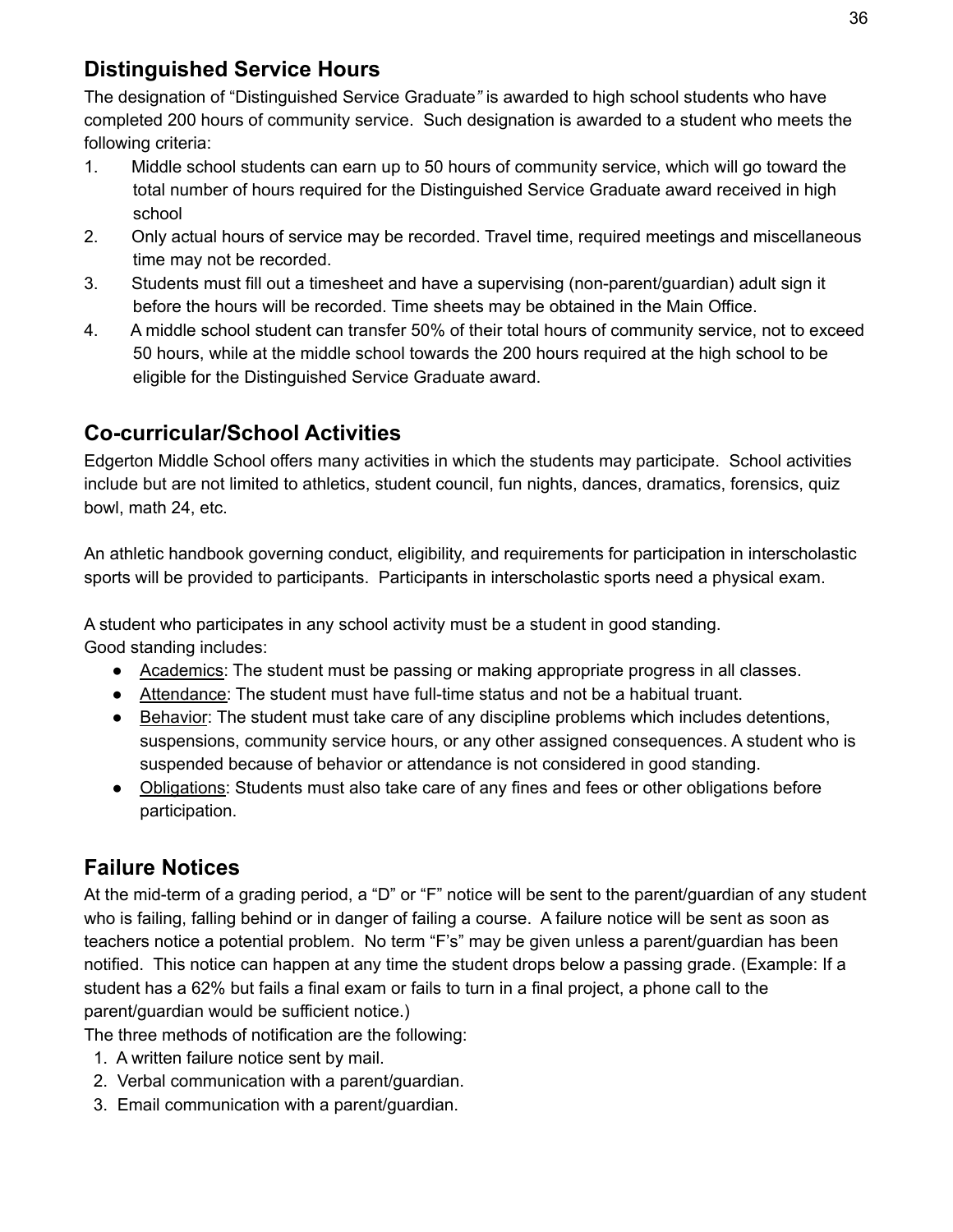## Distinguished Service Hours

The designation of "Distinguished Service Graduate" is awarded to high school students who have completed 200 hours of community service. Such designation is awarded to a student who meets the following criteria:

1. Middle school students can earn up to 50 hours of community service, which will go toward the total number of hours required for the Distinguished Service Graduate award received in high school
2. Only actual hours of service may be recorded. Travel time, required meetings and miscellaneous time may not be recorded.
3. Students must fill out a timesheet and have a supervising (non-parent/guardian) adult sign it before the hours will be recorded. Time sheets may be obtained in the Main Office.
4. A middle school student can transfer 50% of their total hours of community service, not to exceed 50 hours, while at the middle school towards the 200 hours required at the high school to be eligible for the Distinguished Service Graduate award.

## Co-curricular/School Activities

Edgerton Middle School offers many activities in which the students may participate. School activities include but are not limited to athletics, student council, fun nights, dances, dramatics, forensics, quiz bowl, math 24, etc.

An athletic handbook governing conduct, eligibility, and requirements for participation in interscholastic sports will be provided to participants. Participants in interscholastic sports need a physical exam.

A student who participates in any school activity must be a student in good standing.
Good standing includes:

- Academics: The student must be passing or making appropriate progress in all classes.
- Attendance: The student must have full-time status and not be a habitual truant.
- Behavior: The student must take care of any discipline problems which includes detentions, suspensions, community service hours, or any other assigned consequences. A student who is suspended because of behavior or attendance is not considered in good standing.
- Obligations: Students must also take care of any fines and fees or other obligations before participation.

## Failure Notices

At the mid-term of a grading period, a "D" or "F" notice will be sent to the parent/guardian of any student who is failing, falling behind or in danger of failing a course. A failure notice will be sent as soon as teachers notice a potential problem. No term "F's" may be given unless a parent/guardian has been notified. This notice can happen at any time the student drops below a passing grade. (Example: If a student has a 62% but fails a final exam or fails to turn in a final project, a phone call to the parent/guardian would be sufficient notice.)

The three methods of notification are the following:

1. A written failure notice sent by mail.
2. Verbal communication with a parent/guardian.
3. Email communication with a parent/guardian.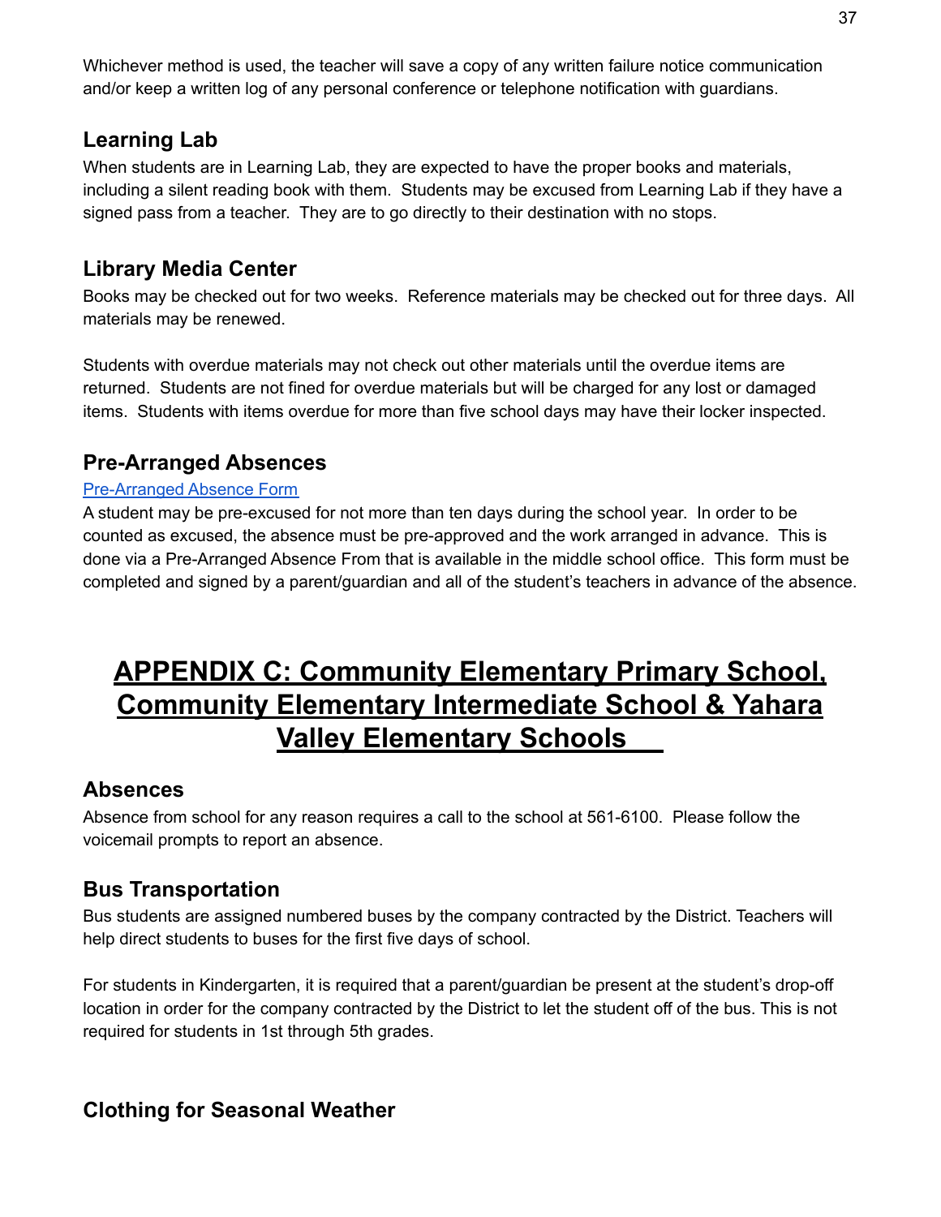Whichever method is used, the teacher will save a copy of any written failure notice communication and/or keep a written log of any personal conference or telephone notification with guardians.

### Learning Lab

When students are in Learning Lab, they are expected to have the proper books and materials, including a silent reading book with them. Students may be excused from Learning Lab if they have a signed pass from a teacher. They are to go directly to their destination with no stops.

### Library Media Center

Books may be checked out for two weeks. Reference materials may be checked out for three days. All materials may be renewed.

Students with overdue materials may not check out other materials until the overdue items are returned. Students are not fined for overdue materials but will be charged for any lost or damaged items. Students with items overdue for more than five school days may have their locker inspected.

### Pre-Arranged Absences

[Pre-Arranged Absence Form]

A student may be pre-excused for not more than ten days during the school year. In order to be counted as excused, the absence must be pre-approved and the work arranged in advance. This is done via a Pre-Arranged Absence From that is available in the middle school office. This form must be completed and signed by a parent/guardian and all of the student's teachers in advance of the absence.

# APPENDIX C: Community Elementary Primary School, Community Elementary Intermediate School & Yahara Valley Elementary Schools

### Absences

Absence from school for any reason requires a call to the school at 561-6100. Please follow the voicemail prompts to report an absence.

### Bus Transportation

Bus students are assigned numbered buses by the company contracted by the District. Teachers will help direct students to buses for the first five days of school.

For students in Kindergarten, it is required that a parent/guardian be present at the student's drop-off location in order for the company contracted by the District to let the student off of the bus. This is not required for students in 1st through 5th grades.

### Clothing for Seasonal Weather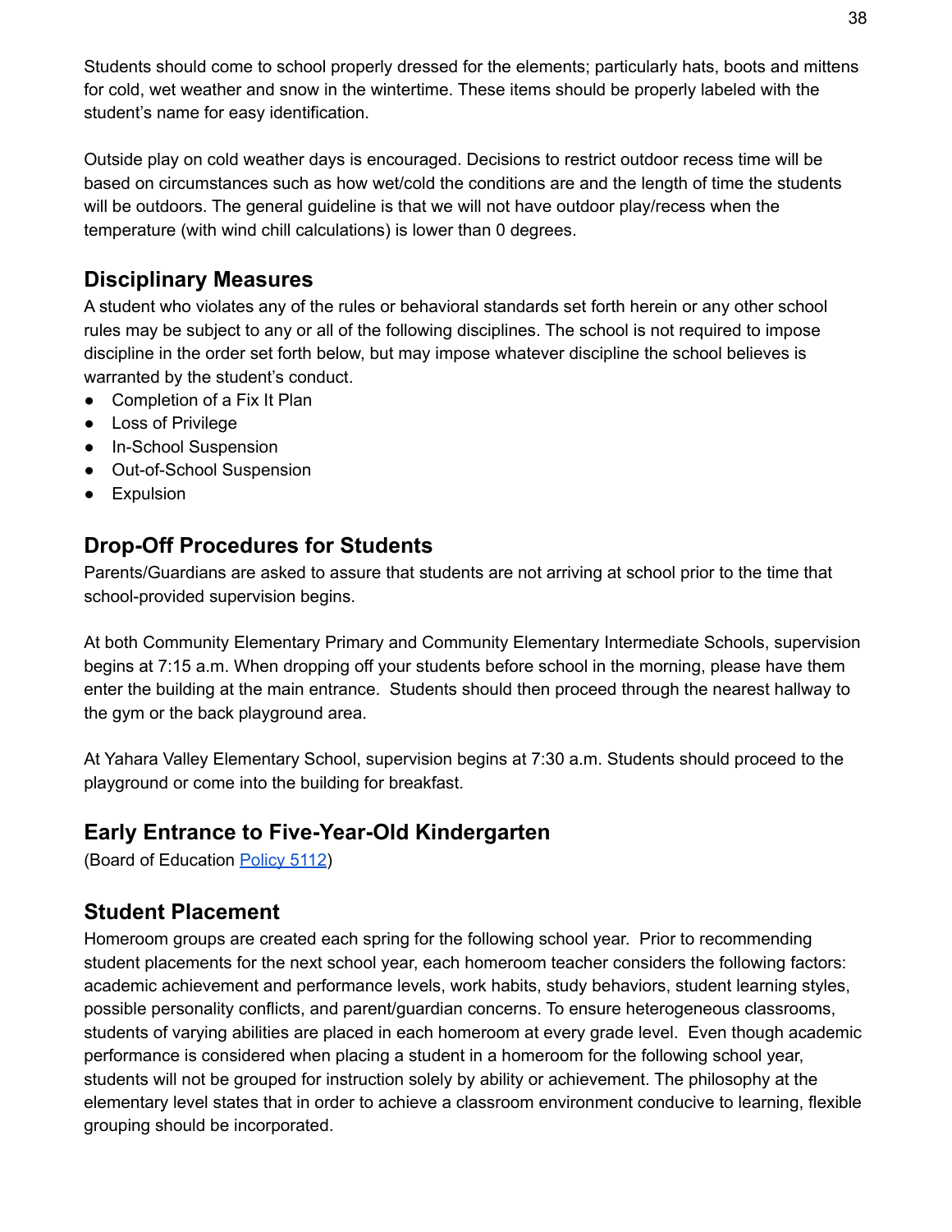Students should come to school properly dressed for the elements; particularly hats, boots and mittens for cold, wet weather and snow in the wintertime. These items should be properly labeled with the student's name for easy identification.

Outside play on cold weather days is encouraged. Decisions to restrict outdoor recess time will be based on circumstances such as how wet/cold the conditions are and the length of time the students will be outdoors. The general guideline is that we will not have outdoor play/recess when the temperature (with wind chill calculations) is lower than 0 degrees.

## Disciplinary Measures

A student who violates any of the rules or behavioral standards set forth herein or any other school rules may be subject to any or all of the following disciplines. The school is not required to impose discipline in the order set forth below, but may impose whatever discipline the school believes is warranted by the student's conduct.

- Completion of a Fix It Plan
- Loss of Privilege
- In-School Suspension
- Out-of-School Suspension
- Expulsion

## Drop-Off Procedures for Students

Parents/Guardians are asked to assure that students are not arriving at school prior to the time that school-provided supervision begins.

At both Community Elementary Primary and Community Elementary Intermediate Schools, supervision begins at 7:15 a.m. When dropping off your students before school in the morning, please have them enter the building at the main entrance. Students should then proceed through the nearest hallway to the gym or the back playground area.

At Yahara Valley Elementary School, supervision begins at 7:30 a.m. Students should proceed to the playground or come into the building for breakfast.

## Early Entrance to Five-Year-Old Kindergarten

(Board of Education Policy 5112)

## Student Placement

Homeroom groups are created each spring for the following school year. Prior to recommending student placements for the next school year, each homeroom teacher considers the following factors: academic achievement and performance levels, work habits, study behaviors, student learning styles, possible personality conflicts, and parent/guardian concerns. To ensure heterogeneous classrooms, students of varying abilities are placed in each homeroom at every grade level. Even though academic performance is considered when placing a student in a homeroom for the following school year, students will not be grouped for instruction solely by ability or achievement. The philosophy at the elementary level states that in order to achieve a classroom environment conducive to learning, flexible grouping should be incorporated.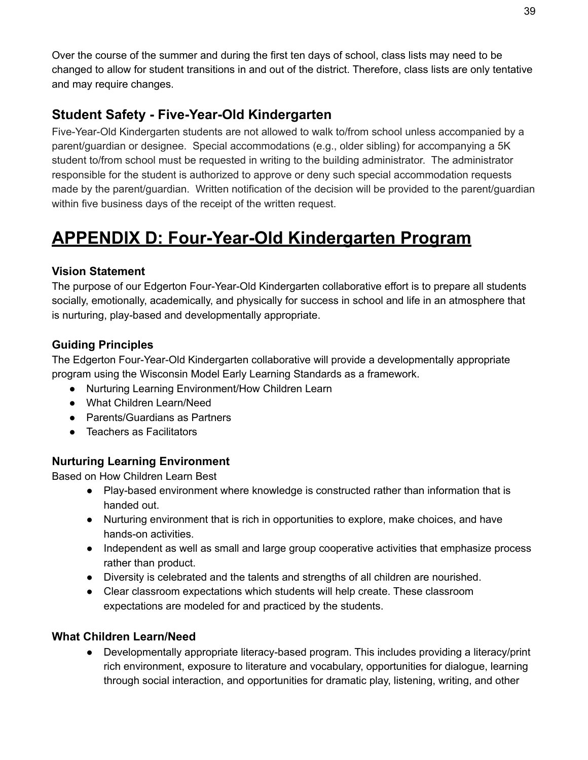Over the course of the summer and during the first ten days of school, class lists may need to be changed to allow for student transitions in and out of the district. Therefore, class lists are only tentative and may require changes.

## Student Safety - Five-Year-Old Kindergarten

Five-Year-Old Kindergarten students are not allowed to walk to/from school unless accompanied by a parent/guardian or designee.  Special accommodations (e.g., older sibling) for accompanying a 5K student to/from school must be requested in writing to the building administrator.  The administrator responsible for the student is authorized to approve or deny such special accommodation requests made by the parent/guardian.  Written notification of the decision will be provided to the parent/guardian within five business days of the receipt of the written request.

# APPENDIX D: Four-Year-Old Kindergarten Program

### Vision Statement

The purpose of our Edgerton Four-Year-Old Kindergarten collaborative effort is to prepare all students socially, emotionally, academically, and physically for success in school and life in an atmosphere that is nurturing, play-based and developmentally appropriate.

### Guiding Principles

The Edgerton Four-Year-Old Kindergarten collaborative will provide a developmentally appropriate program using the Wisconsin Model Early Learning Standards as a framework.

- Nurturing Learning Environment/How Children Learn
- What Children Learn/Need
- Parents/Guardians as Partners
- Teachers as Facilitators

### Nurturing Learning Environment

Based on How Children Learn Best

- Play-based environment where knowledge is constructed rather than information that is handed out.
- Nurturing environment that is rich in opportunities to explore, make choices, and have hands-on activities.
- Independent as well as small and large group cooperative activities that emphasize process rather than product.
- Diversity is celebrated and the talents and strengths of all children are nourished.
- Clear classroom expectations which students will help create. These classroom expectations are modeled for and practiced by the students.

### What Children Learn/Need

- Developmentally appropriate literacy-based program. This includes providing a literacy/print rich environment, exposure to literature and vocabulary, opportunities for dialogue, learning through social interaction, and opportunities for dramatic play, listening, writing, and other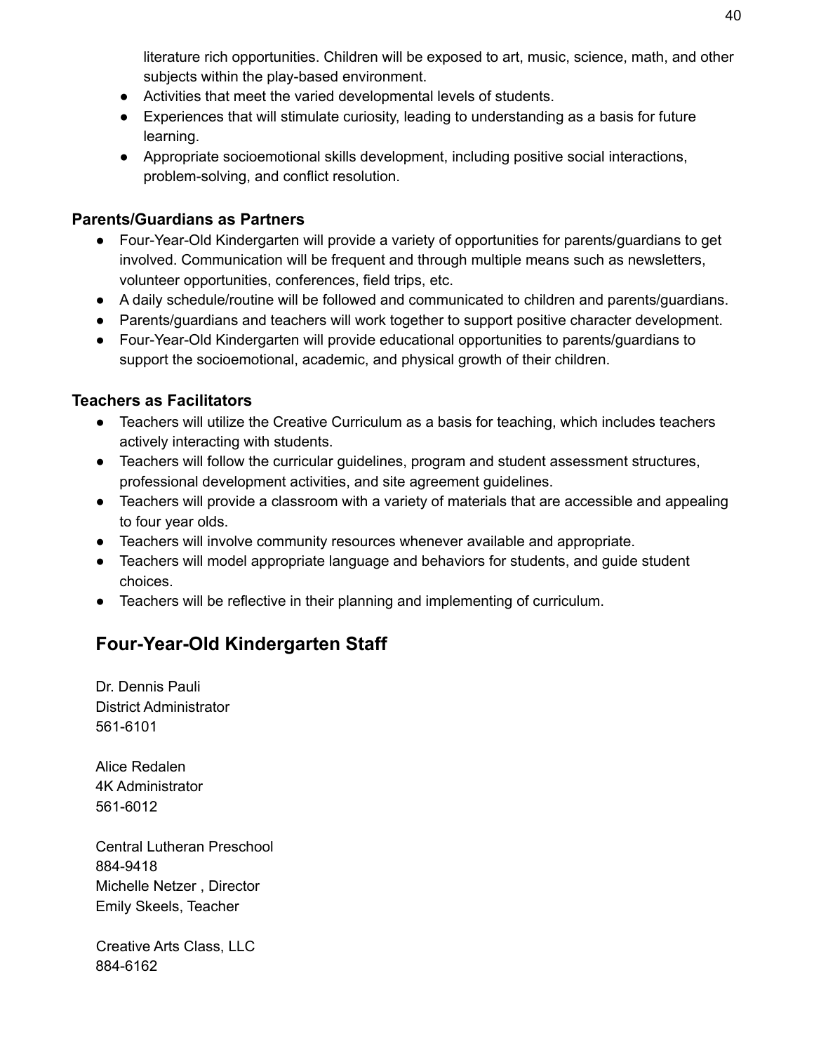literature rich opportunities. Children will be exposed to art, music, science, math, and other subjects within the play-based environment.

- Activities that meet the varied developmental levels of students.
- Experiences that will stimulate curiosity, leading to understanding as a basis for future learning.
- Appropriate socioemotional skills development, including positive social interactions, problem-solving, and conflict resolution.

**Parents/Guardians as Partners**

- Four-Year-Old Kindergarten will provide a variety of opportunities for parents/guardians to get involved. Communication will be frequent and through multiple means such as newsletters, volunteer opportunities, conferences, field trips, etc.
- A daily schedule/routine will be followed and communicated to children and parents/guardians.
- Parents/guardians and teachers will work together to support positive character development.
- Four-Year-Old Kindergarten will provide educational opportunities to parents/guardians to support the socioemotional, academic, and physical growth of their children.

**Teachers as Facilitators**

- Teachers will utilize the Creative Curriculum as a basis for teaching, which includes teachers actively interacting with students.
- Teachers will follow the curricular guidelines, program and student assessment structures, professional development activities, and site agreement guidelines.
- Teachers will provide a classroom with a variety of materials that are accessible and appealing to four year olds.
- Teachers will involve community resources whenever available and appropriate.
- Teachers will model appropriate language and behaviors for students, and guide student choices.
- Teachers will be reflective in their planning and implementing of curriculum.

## Four-Year-Old Kindergarten Staff

Dr. Dennis Pauli
District Administrator
561-6101

Alice Redalen
4K Administrator
561-6012

Central Lutheran Preschool
884-9418
Michelle Netzer , Director
Emily Skeels, Teacher

Creative Arts Class, LLC
884-6162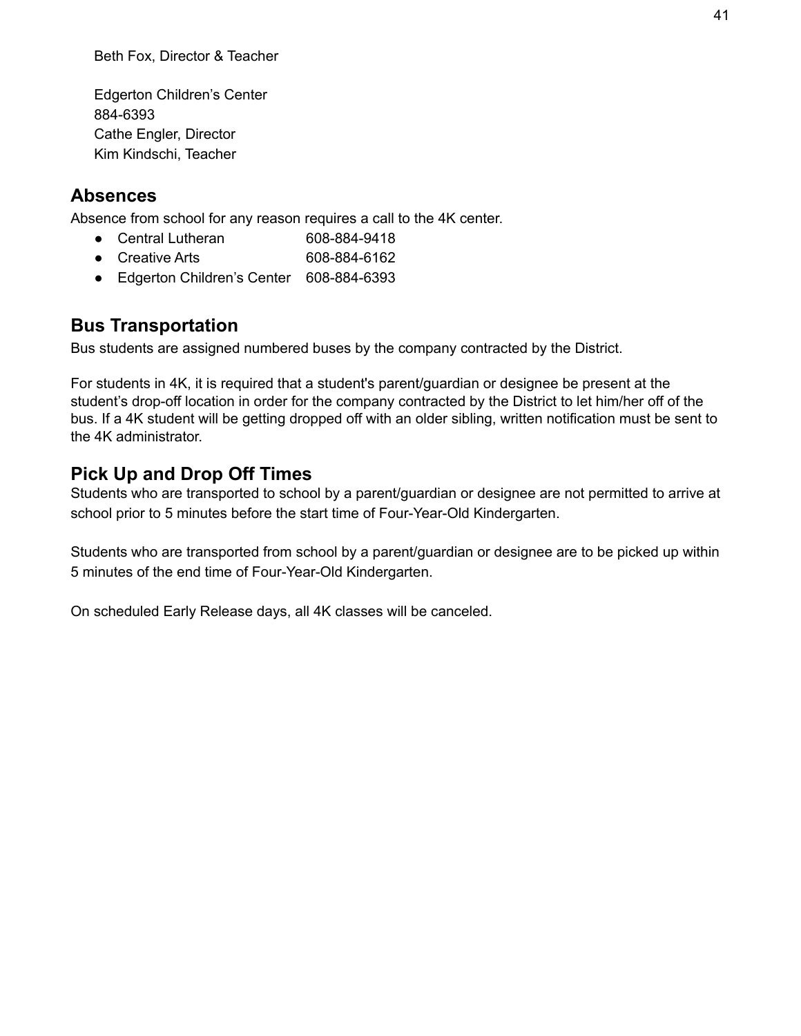Beth Fox, Director & Teacher

Edgerton Children's Center
884-6393
Cathe Engler, Director
Kim Kindschi, Teacher

## Absences

Absence from school for any reason requires a call to the 4K center.

- Central Lutheran 608-884-9418
- Creative Arts 608-884-6162
- Edgerton Children's Center 608-884-6393

## Bus Transportation

Bus students are assigned numbered buses by the company contracted by the District.

For students in 4K, it is required that a student's parent/guardian or designee be present at the student's drop-off location in order for the company contracted by the District to let him/her off of the bus. If a 4K student will be getting dropped off with an older sibling, written notification must be sent to the 4K administrator.

## Pick Up and Drop Off Times

Students who are transported to school by a parent/guardian or designee are not permitted to arrive at school prior to 5 minutes before the start time of Four-Year-Old Kindergarten.

Students who are transported from school by a parent/guardian or designee are to be picked up within 5 minutes of the end time of Four-Year-Old Kindergarten.

On scheduled Early Release days, all 4K classes will be canceled.